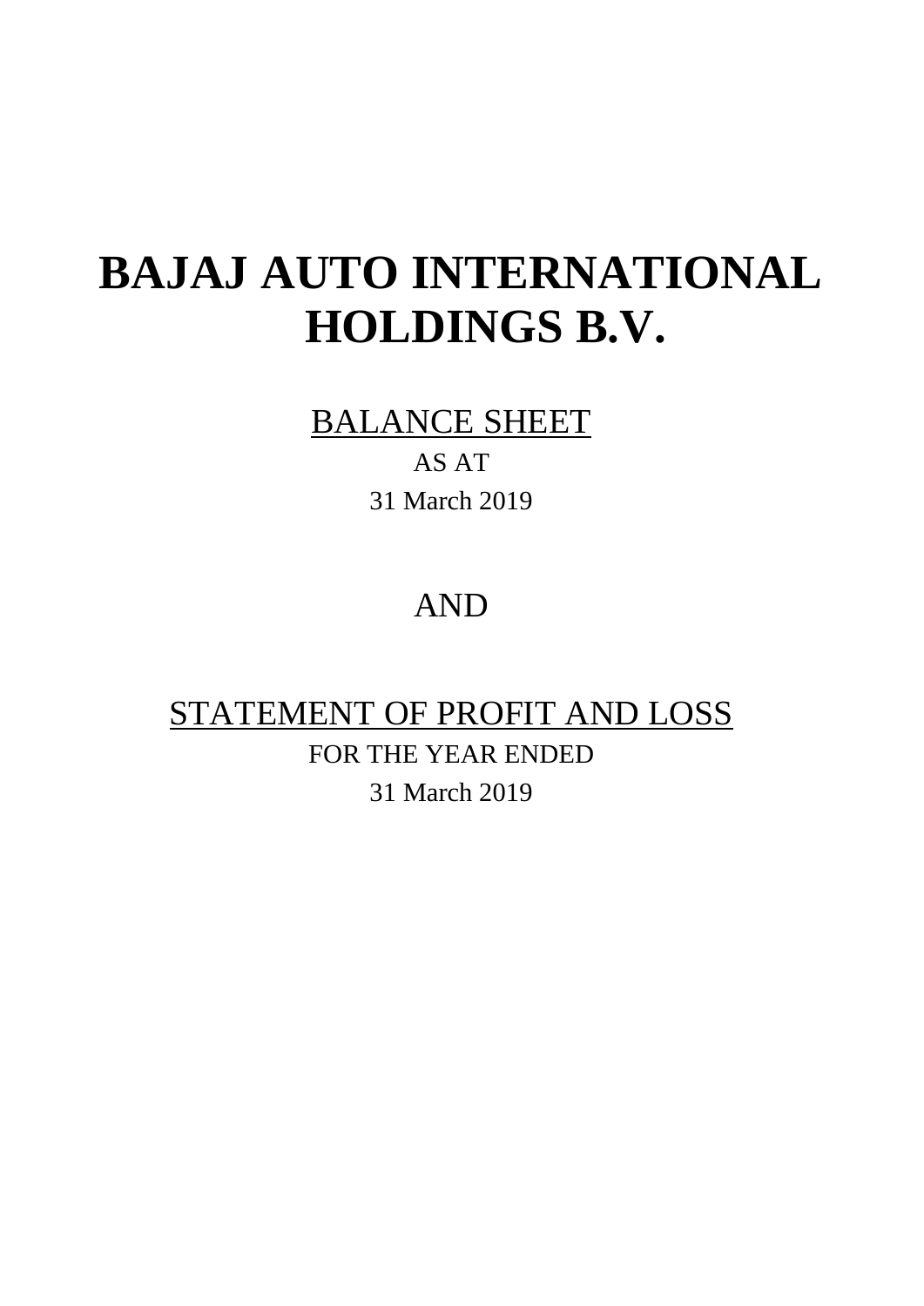# BAJAJ AUTO INTERNATIONAL HOLDINGS B.V.

## BALANCE SHEET

AS AT

31 March 2019

AND

## STATEMENT OF PROFIT AND LOSS

FOR THE YEAR ENDED

31 March 2019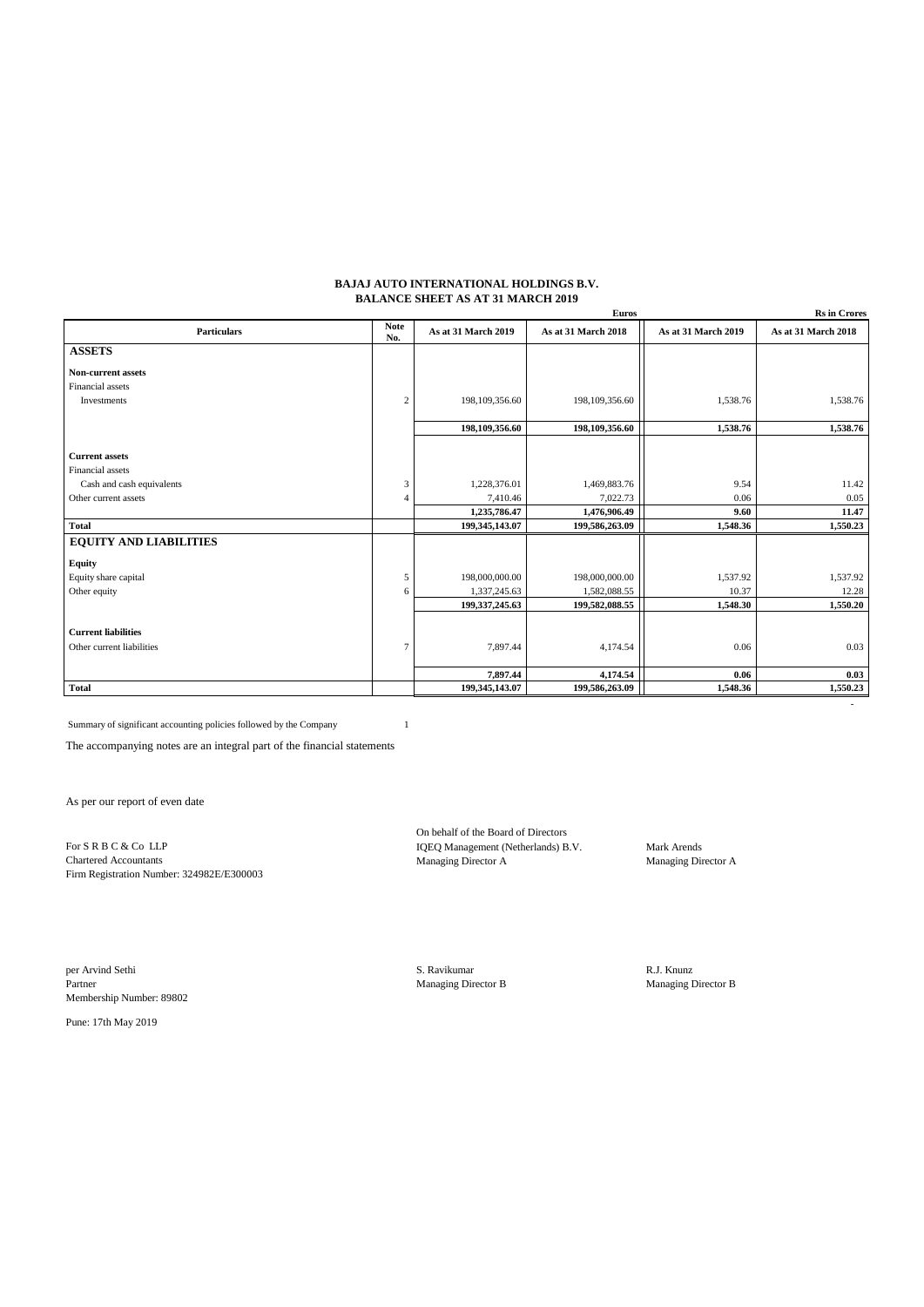**BAJAJ AUTO INTERNATIONAL HOLDINGS B.V.**
**BALANCE SHEET AS AT 31 MARCH 2019**

| Particulars | Note No. | Euros | | Rs in Crores | |
|---|---|---|---|---|---|
| | | As at 31 March 2019 | As at 31 March 2018 | As at 31 March 2019 | As at 31 March 2018 |
| **ASSETS** | | | | | |
| **Non-current assets** | | | | | |
| Financial assets | | | | | |
| Investments | 2 | 198,109,356.60 | 198,109,356.60 | 1,538.76 | 1,538.76 |
| | | **198,109,356.60** | **198,109,356.60** | **1,538.76** | **1,538.76** |
| **Current assets** | | | | | |
| Financial assets | | | | | |
| Cash and cash equivalents | 3 | 1,228,376.01 | 1,469,883.76 | 9.54 | 11.42 |
| Other current assets | 4 | 7,410.46 | 7,022.73 | 0.06 | 0.05 |
| | | **1,235,786.47** | **1,476,906.49** | **9.60** | **11.47** |
| **Total** | | **199,345,143.07** | **199,586,263.09** | **1,548.36** | **1,550.23** |
| **EQUITY AND LIABILITIES** | | | | | |
| **Equity** | | | | | |
| Equity share capital | 5 | 198,000,000.00 | 198,000,000.00 | 1,537.92 | 1,537.92 |
| Other equity | 6 | 1,337,245.63 | 1,582,088.55 | 10.37 | 12.28 |
| | | **199,337,245.63** | **199,582,088.55** | **1,548.30** | **1,550.20** |
| **Current liabilities** | | | | | |
| Other current liabilities | 7 | 7,897.44 | 4,174.54 | 0.06 | 0.03 |
| | | **7,897.44** | **4,174.54** | **0.06** | **0.03** |
| **Total** | | **199,345,143.07** | **199,586,263.09** | **1,548.36** | **1,550.23** |

Summary of significant accounting policies followed by the Company 1

The accompanying notes are an integral part of the financial statements

As per our report of even date

For S R B C & Co LLP
Chartered Accountants
Firm Registration Number: 324982E/E300003

On behalf of the Board of Directors
IQEQ Management (Netherlands) B.V.
Managing Director A

Mark Arends
Managing Director A

per Arvind Sethi
Partner
Membership Number: 89802

S. Ravikumar
Managing Director B

R.J. Knunz
Managing Director B

Pune: 17th May 2019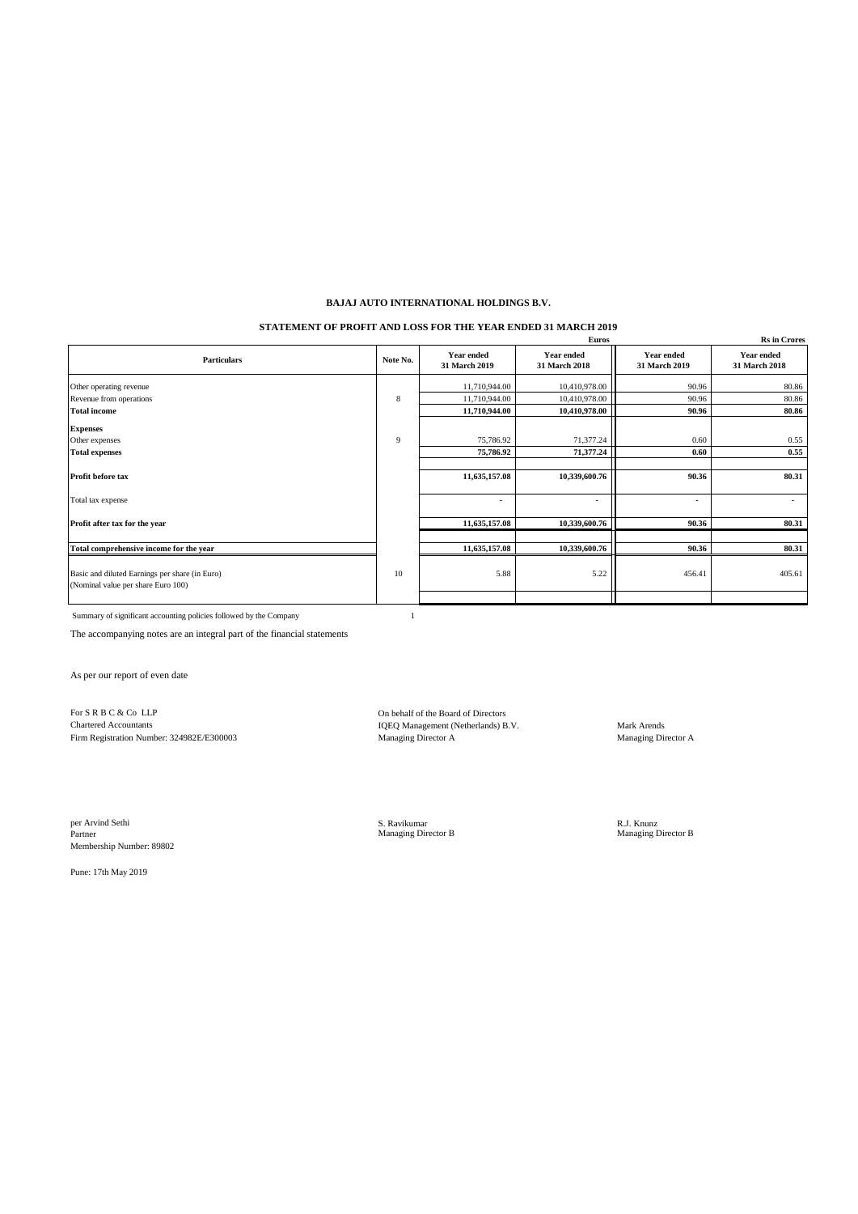**BAJAJ AUTO INTERNATIONAL HOLDINGS B.V.**

**STATEMENT OF PROFIT AND LOSS FOR THE YEAR ENDED 31 MARCH 2019**

| | | Euros | | Rs in Crores | |
|---|---|---|---|---|---|
| **Particulars** | **Note No.** | **Year ended 31 March 2019** | **Year ended 31 March 2018** | **Year ended 31 March 2019** | **Year ended 31 March 2018** |
| Other operating revenue | | 11,710,944.00 | 10,410,978.00 | 90.96 | 80.86 |
| Revenue from operations | 8 | 11,710,944.00 | 10,410,978.00 | 90.96 | 80.86 |
| **Total income** | | **11,710,944.00** | **10,410,978.00** | **90.96** | **80.86** |
| **Expenses** | | | | | |
| Other expenses | 9 | 75,786.92 | 71,377.24 | 0.60 | 0.55 |
| **Total expenses** | | **75,786.92** | **71,377.24** | **0.60** | **0.55** |
| **Profit before tax** | | **11,635,157.08** | **10,339,600.76** | **90.36** | **80.31** |
| Total tax expense | | - | - | - | - |
| **Profit after tax for the year** | | **11,635,157.08** | **10,339,600.76** | **90.36** | **80.31** |
| **Total comprehensive income for the year** | | **11,635,157.08** | **10,339,600.76** | **90.36** | **80.31** |
| Basic and diluted Earnings per share (in Euro) (Nominal value per share Euro 100) | 10 | 5.88 | 5.22 | 456.41 | 405.61 |

Summary of significant accounting policies followed by the Company 1

The accompanying notes are an integral part of the financial statements

As per our report of even date

For S R B C & Co LLP
Chartered Accountants
Firm Registration Number: 324982E/E300003

On behalf of the Board of Directors
IQEQ Management (Netherlands) B.V.
Managing Director A

Mark Arends
Managing Director A

per Arvind Sethi
Partner
Membership Number: 89802

S. Ravikumar
Managing Director B

R.J. Knunz
Managing Director B

Pune: 17th May 2019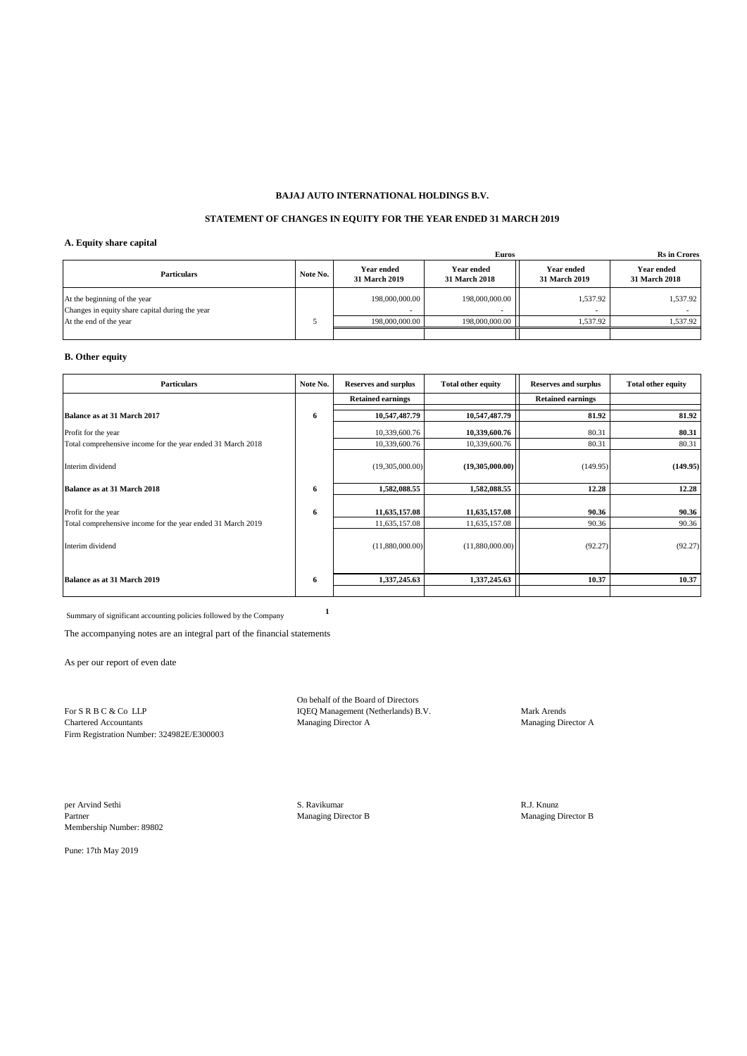**BAJAJ AUTO INTERNATIONAL HOLDINGS B.V.**

**STATEMENT OF CHANGES IN EQUITY FOR THE YEAR ENDED 31 MARCH 2019**

**A. Equity share capital**

| | | Euros | | Rs in Crores | |
|---|---|---|---|---|---|
| **Particulars** | **Note No.** | **Year ended 31 March 2019** | **Year ended 31 March 2018** | **Year ended 31 March 2019** | **Year ended 31 March 2018** |
| At the beginning of the year | | 198,000,000.00 | 198,000,000.00 | 1,537.92 | 1,537.92 |
| Changes in equity share capital during the year | | - | - | - | - |
| At the end of the year | 5 | 198,000,000.00 | 198,000,000.00 | 1,537.92 | 1,537.92 |

**B. Other equity**

| **Particulars** | **Note No.** | **Reserves and surplus** | **Total other equity** | **Reserves and surplus** | **Total other equity** |
|---|---|---|---|---|---|
| | | **Retained earnings** | | **Retained earnings** | |
| **Balance as at 31 March 2017** | **6** | **10,547,487.79** | **10,547,487.79** | **81.92** | **81.92** |
| Profit for the year | | 10,339,600.76 | **10,339,600.76** | 80.31 | **80.31** |
| Total comprehensive income for the year ended 31 March 2018 | | 10,339,600.76 | 10,339,600.76 | 80.31 | 80.31 |
| Interim dividend | | (19,305,000.00) | **(19,305,000.00)** | (149.95) | **(149.95)** |
| **Balance as at 31 March 2018** | **6** | **1,582,088.55** | **1,582,088.55** | **12.28** | **12.28** |
| Profit for the year | **6** | **11,635,157.08** | **11,635,157.08** | **90.36** | **90.36** |
| Total comprehensive income for the year ended 31 March 2019 | | 11,635,157.08 | 11,635,157.08 | 90.36 | 90.36 |
| Interim dividend | | (11,880,000.00) | (11,880,000.00) | (92.27) | (92.27) |
| **Balance as at 31 March 2019** | **6** | **1,337,245.63** | **1,337,245.63** | **10.37** | **10.37** |

Summary of significant accounting policies followed by the Company **1**

The accompanying notes are an integral part of the financial statements

As per our report of even date

For S R B C & Co LLP
Chartered Accountants
Firm Registration Number: 324982E/E300003

On behalf of the Board of Directors
IQEQ Management (Netherlands) B.V.
Managing Director A

Mark Arends
Managing Director A

per Arvind Sethi
Partner
Membership Number: 89802

S. Ravikumar
Managing Director B

R.J. Knunz
Managing Director B

Pune: 17th May 2019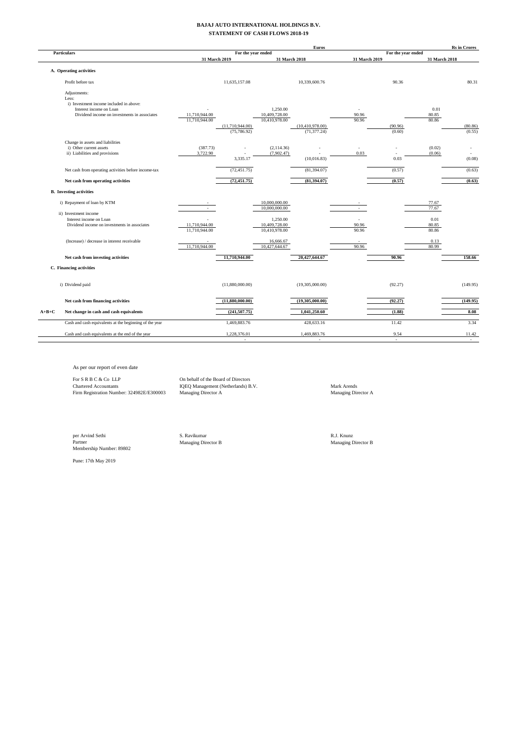# BAJAJ AUTO INTERNATIONAL HOLDINGS B.V.

## STATEMENT OF CASH FLOWS 2018-19

| | Particulars | Euros | | | | Rs in Crores | | | |
|---|---|---|---|---|---|---|---|---|---|
| | | For the year ended | | | | For the year ended | | | |
| | | 31 March 2019 | | 31 March 2018 | | 31 March 2019 | | 31 March 2018 | |
| | **A. Operating activities** | | | | | | | | |
| | Profit before tax | | 11,635,157.08 | | 10,339,600.76 | | 90.36 | | 80.31 |
| | Adjustments: | | | | | | | | |
| | Less: | | | | | | | | |
| | i) Investment income included in above: | | | | | | | | |
| | Interest income on Loan | - | | 1,250.00 | | - | | 0.01 | |
| | Dividend income on investments in associates | 11,710,944.00 | | 10,409,728.00 | | 90.96 | | 80.85 | |
| | | 11,710,944.00 | | 10,410,978.00 | | 90.96 | | 80.86 | |
| | | | (11,710,944.00) | | (10,410,978.00) | | (90.96) | | (80.86) |
| | | | (75,786.92) | | (71,377.24) | | (0.60) | | (0.55) |
| | Change in assets and liabilities | | | | | | | | |
| | i) Other current assets | (387.73) | - | (2,114.36) | - | - | - | (0.02) | - |
| | ii) Liabilities and provisions | 3,722.90 | - | (7,902.47) | - | 0.03 | - | (0.06) | - |
| | | | 3,335.17 | | (10,016.83) | | 0.03 | | (0.08) |
| | Net cash from operating activities before income-tax | | (72,451.75) | | (81,394.07) | | (0.57) | | (0.63) |
| | **Net cash from operating activities** | | **(72,451.75)** | | **(81,394.07)** | | **(0.57)** | | **(0.63)** |
| | **B. Investing activities** | | | | | | | | |
| | i) Repayment of loan by KTM | - | | 10,000,000.00 | | - | | 77.67 | |
| | | - | | 10,000,000.00 | | - | | 77.67 | |
| | ii) Investment income | | | | | | | | |
| | Interest income on Loan | - | | 1,250.00 | | - | | 0.01 | |
| | Dividend income on investments in associates | 11,710,944.00 | | 10,409,728.00 | | 90.96 | | 80.85 | |
| | | 11,710,944.00 | | 10,410,978.00 | | 90.96 | | 80.86 | |
| | (Increase) / decrease in interest receivable | - | | 16,666.67 | | - | | 0.13 | |
| | | 11,710,944.00 | | 10,427,644.67 | | 90.96 | | 80.99 | |
| | **Net cash from investing activities** | | **11,710,944.00** | | **20,427,644.67** | | **90.96** | | **158.66** |
| | **C. Financing activities** | | | | | | | | |
| | i) Dividend paid | | (11,880,000.00) | | (19,305,000.00) | | (92.27) | | (149.95) |
| | **Net cash from financing activities** | | **(11,880,000.00)** | | **(19,305,000.00)** | | **(92.27)** | | **(149.95)** |
| **A+B+C** | **Net change in cash and cash equivalents** | | **(241,507.75)** | | **1,041,250.60** | | **(1.88)** | | **8.08** |
| | Cash and cash equivalents at the beginning of the year | | 1,469,883.76 | | 428,633.16 | | 11.42 | | 3.34 |
| | Cash and cash equivalents at the end of the year | | 1,228,376.01 | | 1,469,883.76 | | 9.54 | | 11.42 |
| | | | - | | - | | - | | - |

As per our report of even date

For S R B C & Co LLP
Chartered Accountants
Firm Registration Number: 324982E/E300003

On behalf of the Board of Directors
IQEQ Management (Netherlands) B.V.
Managing Director A

Mark Arends
Managing Director A

per Arvind Sethi
Partner
Membership Number: 89802

S. Ravikumar
Managing Director B

R.J. Knunz
Managing Director B

Pune: 17th May 2019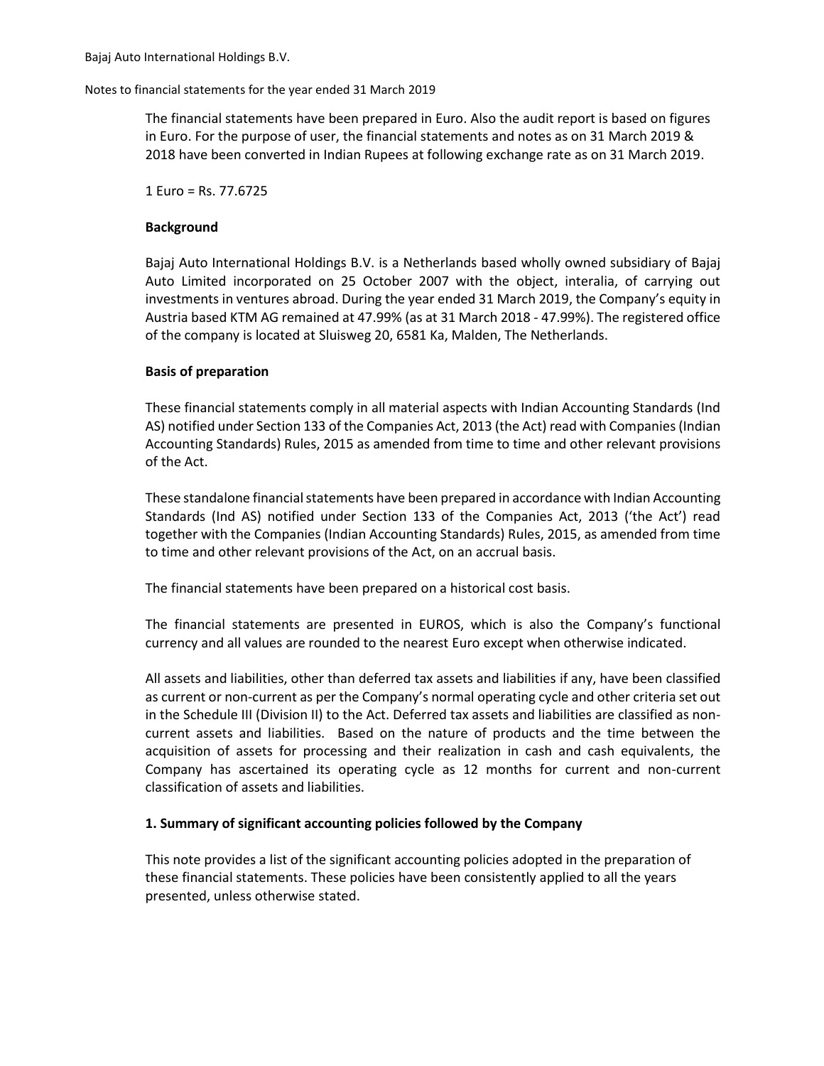The financial statements have been prepared in Euro. Also the audit report is based on figures in Euro. For the purpose of user, the financial statements and notes as on 31 March 2019 & 2018 have been converted in Indian Rupees at following exchange rate as on 31 March 2019.

1 Euro = Rs. 77.6725

**Background**

Bajaj Auto International Holdings B.V. is a Netherlands based wholly owned subsidiary of Bajaj Auto Limited incorporated on 25 October 2007 with the object, interalia, of carrying out investments in ventures abroad. During the year ended 31 March 2019, the Company's equity in Austria based KTM AG remained at 47.99% (as at 31 March 2018 - 47.99%). The registered office of the company is located at Sluisweg 20, 6581 Ka, Malden, The Netherlands.

**Basis of preparation**

These financial statements comply in all material aspects with Indian Accounting Standards (Ind AS) notified under Section 133 of the Companies Act, 2013 (the Act) read with Companies (Indian Accounting Standards) Rules, 2015 as amended from time to time and other relevant provisions of the Act.

These standalone financial statements have been prepared in accordance with Indian Accounting Standards (Ind AS) notified under Section 133 of the Companies Act, 2013 ('the Act') read together with the Companies (Indian Accounting Standards) Rules, 2015, as amended from time to time and other relevant provisions of the Act, on an accrual basis.

The financial statements have been prepared on a historical cost basis.

The financial statements are presented in EUROS, which is also the Company's functional currency and all values are rounded to the nearest Euro except when otherwise indicated.

All assets and liabilities, other than deferred tax assets and liabilities if any, have been classified as current or non-current as per the Company's normal operating cycle and other criteria set out in the Schedule III (Division II) to the Act. Deferred tax assets and liabilities are classified as non-current assets and liabilities. Based on the nature of products and the time between the acquisition of assets for processing and their realization in cash and cash equivalents, the Company has ascertained its operating cycle as 12 months for current and non-current classification of assets and liabilities.

**1. Summary of significant accounting policies followed by the Company**

This note provides a list of the significant accounting policies adopted in the preparation of these financial statements. These policies have been consistently applied to all the years presented, unless otherwise stated.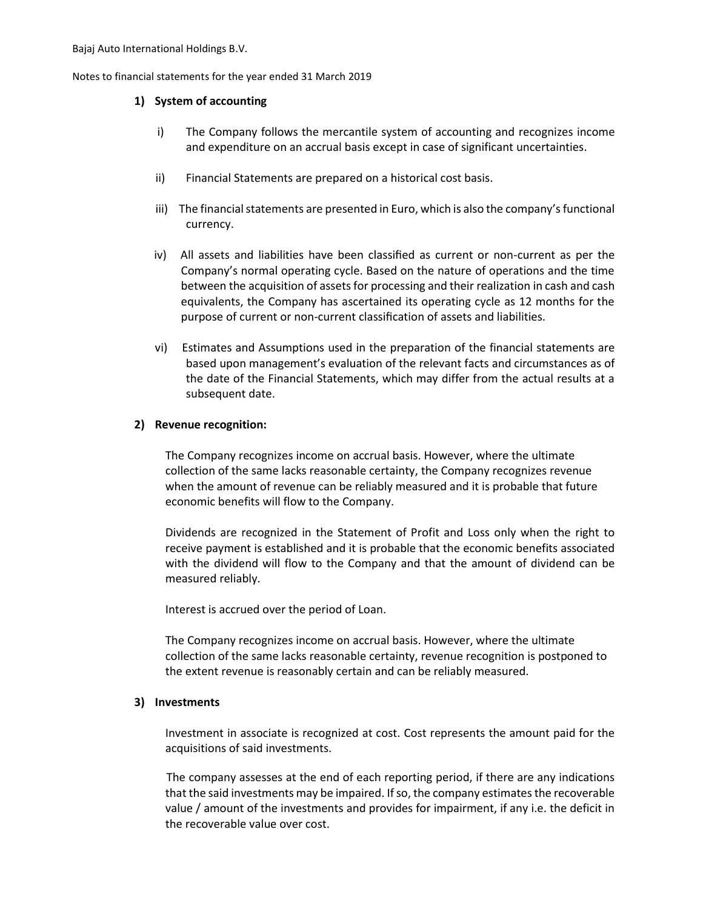## 1) System of accounting

i) The Company follows the mercantile system of accounting and recognizes income and expenditure on an accrual basis except in case of significant uncertainties.

ii) Financial Statements are prepared on a historical cost basis.

iii) The financial statements are presented in Euro, which is also the company's functional currency.

iv) All assets and liabilities have been classified as current or non-current as per the Company's normal operating cycle. Based on the nature of operations and the time between the acquisition of assets for processing and their realization in cash and cash equivalents, the Company has ascertained its operating cycle as 12 months for the purpose of current or non-current classification of assets and liabilities.

vi) Estimates and Assumptions used in the preparation of the financial statements are based upon management's evaluation of the relevant facts and circumstances as of the date of the Financial Statements, which may differ from the actual results at a subsequent date.

## 2) Revenue recognition:

The Company recognizes income on accrual basis. However, where the ultimate collection of the same lacks reasonable certainty, the Company recognizes revenue when the amount of revenue can be reliably measured and it is probable that future economic benefits will flow to the Company.

Dividends are recognized in the Statement of Profit and Loss only when the right to receive payment is established and it is probable that the economic benefits associated with the dividend will flow to the Company and that the amount of dividend can be measured reliably.

Interest is accrued over the period of Loan.

The Company recognizes income on accrual basis. However, where the ultimate collection of the same lacks reasonable certainty, revenue recognition is postponed to the extent revenue is reasonably certain and can be reliably measured.

## 3) Investments

Investment in associate is recognized at cost. Cost represents the amount paid for the acquisitions of said investments.

The company assesses at the end of each reporting period, if there are any indications that the said investments may be impaired. If so, the company estimates the recoverable value / amount of the investments and provides for impairment, if any i.e. the deficit in the recoverable value over cost.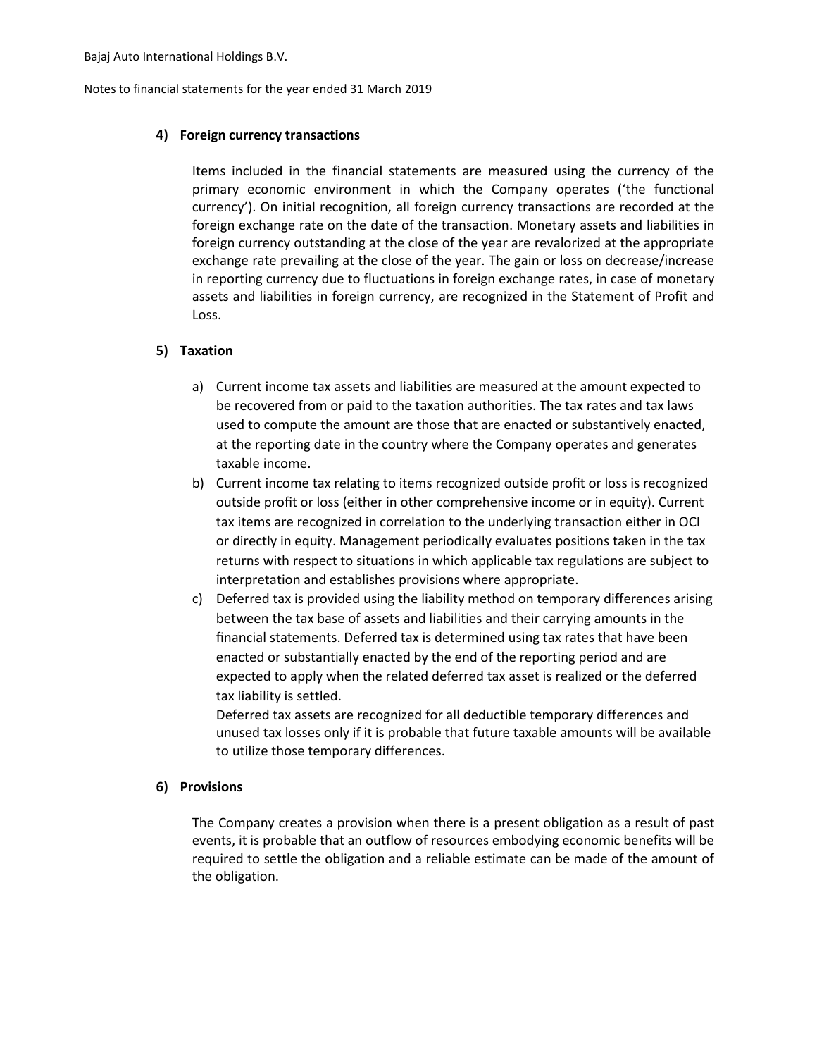#### 4) Foreign currency transactions

Items included in the financial statements are measured using the currency of the primary economic environment in which the Company operates ('the functional currency'). On initial recognition, all foreign currency transactions are recorded at the foreign exchange rate on the date of the transaction. Monetary assets and liabilities in foreign currency outstanding at the close of the year are revalorized at the appropriate exchange rate prevailing at the close of the year. The gain or loss on decrease/increase in reporting currency due to fluctuations in foreign exchange rates, in case of monetary assets and liabilities in foreign currency, are recognized in the Statement of Profit and Loss.

#### 5) Taxation

a) Current income tax assets and liabilities are measured at the amount expected to be recovered from or paid to the taxation authorities. The tax rates and tax laws used to compute the amount are those that are enacted or substantively enacted, at the reporting date in the country where the Company operates and generates taxable income.

b) Current income tax relating to items recognized outside profit or loss is recognized outside profit or loss (either in other comprehensive income or in equity). Current tax items are recognized in correlation to the underlying transaction either in OCI or directly in equity. Management periodically evaluates positions taken in the tax returns with respect to situations in which applicable tax regulations are subject to interpretation and establishes provisions where appropriate.

c) Deferred tax is provided using the liability method on temporary differences arising between the tax base of assets and liabilities and their carrying amounts in the financial statements. Deferred tax is determined using tax rates that have been enacted or substantially enacted by the end of the reporting period and are expected to apply when the related deferred tax asset is realized or the deferred tax liability is settled.
Deferred tax assets are recognized for all deductible temporary differences and unused tax losses only if it is probable that future taxable amounts will be available to utilize those temporary differences.

#### 6) Provisions

The Company creates a provision when there is a present obligation as a result of past events, it is probable that an outflow of resources embodying economic benefits will be required to settle the obligation and a reliable estimate can be made of the amount of the obligation.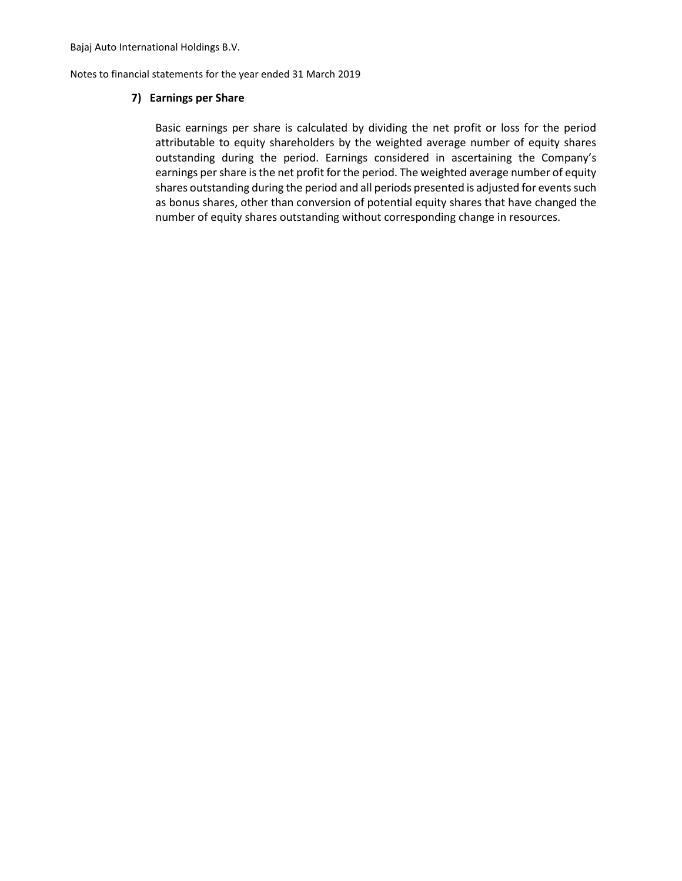## 7) Earnings per Share

Basic earnings per share is calculated by dividing the net profit or loss for the period attributable to equity shareholders by the weighted average number of equity shares outstanding during the period. Earnings considered in ascertaining the Company's earnings per share is the net profit for the period. The weighted average number of equity shares outstanding during the period and all periods presented is adjusted for events such as bonus shares, other than conversion of potential equity shares that have changed the number of equity shares outstanding without corresponding change in resources.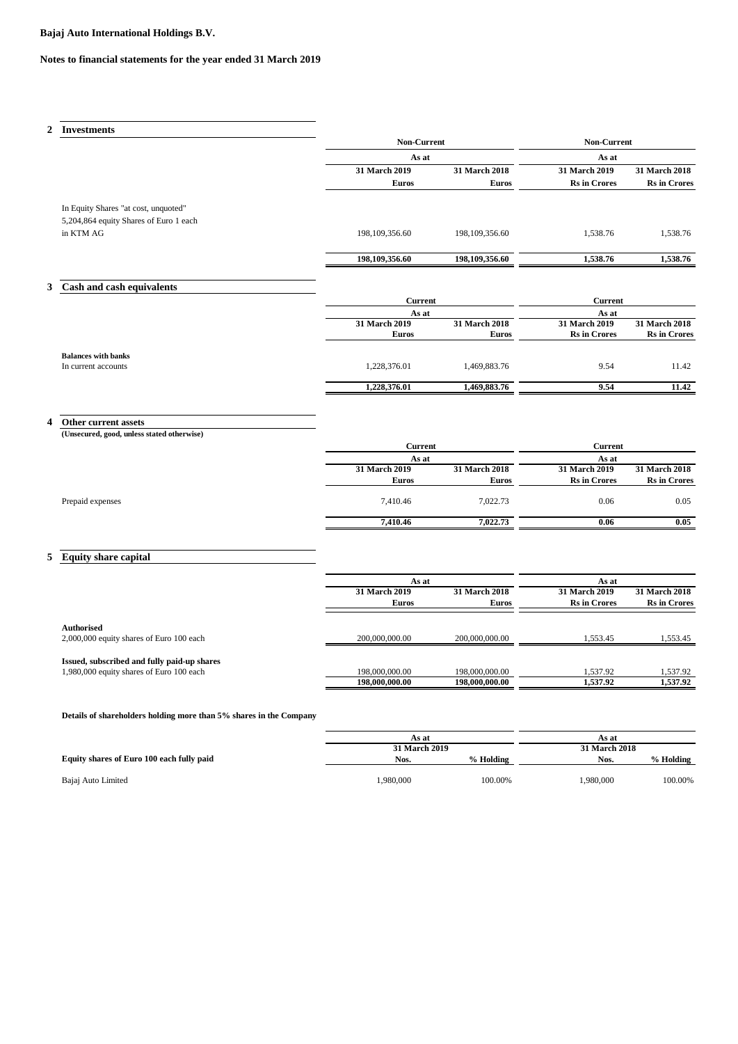**Bajaj Auto International Holdings B.V.**

**Notes to financial statements for the year ended 31 March 2019**

## 2 Investments

| | Non-Current | | Non-Current | |
|---|---|---|---|---|
| | As at | | As at | |
| | 31 March 2019 | 31 March 2018 | 31 March 2019 | 31 March 2018 |
| | Euros | Euros | Rs in Crores | Rs in Crores |
| In Equity Shares "at cost, unquoted" 5,204,864 equity Shares of Euro 1 each in KTM AG | 198,109,356.60 | 198,109,356.60 | 1,538.76 | 1,538.76 |
| | **198,109,356.60** | **198,109,356.60** | **1,538.76** | **1,538.76** |

## 3 Cash and cash equivalents

| | Current | | Current | |
|---|---|---|---|---|
| | As at | | As at | |
| | 31 March 2019 | 31 March 2018 | 31 March 2019 | 31 March 2018 |
| | Euros | Euros | Rs in Crores | Rs in Crores |
| **Balances with banks** | | | | |
| In current accounts | 1,228,376.01 | 1,469,883.76 | 9.54 | 11.42 |
| | **1,228,376.01** | **1,469,883.76** | **9.54** | **11.42** |

## 4 Other current assets

**(Unsecured, good, unless stated otherwise)**

| | Current | | Current | |
|---|---|---|---|---|
| | As at | | As at | |
| | 31 March 2019 | 31 March 2018 | 31 March 2019 | 31 March 2018 |
| | Euros | Euros | Rs in Crores | Rs in Crores |
| Prepaid expenses | 7,410.46 | 7,022.73 | 0.06 | 0.05 |
| | **7,410.46** | **7,022.73** | **0.06** | **0.05** |

## 5 Equity share capital

| | As at | | As at | |
|---|---|---|---|---|
| | 31 March 2019 | 31 March 2018 | 31 March 2019 | 31 March 2018 |
| | Euros | Euros | Rs in Crores | Rs in Crores |
| **Authorised** | | | | |
| 2,000,000 equity shares of Euro 100 each | 200,000,000.00 | 200,000,000.00 | 1,553.45 | 1,553.45 |
| **Issued, subscribed and fully paid-up shares** | | | | |
| 1,980,000 equity shares of Euro 100 each | 198,000,000.00 | 198,000,000.00 | 1,537.92 | 1,537.92 |
| | **198,000,000.00** | **198,000,000.00** | **1,537.92** | **1,537.92** |

**Details of shareholders holding more than 5% shares in the Company**

| | As at | | As at | |
|---|---|---|---|---|
| | 31 March 2019 | | 31 March 2018 | |
| **Equity shares of Euro 100 each fully paid** | Nos. | % Holding | Nos. | % Holding |
| Bajaj Auto Limited | 1,980,000 | 100.00% | 1,980,000 | 100.00% |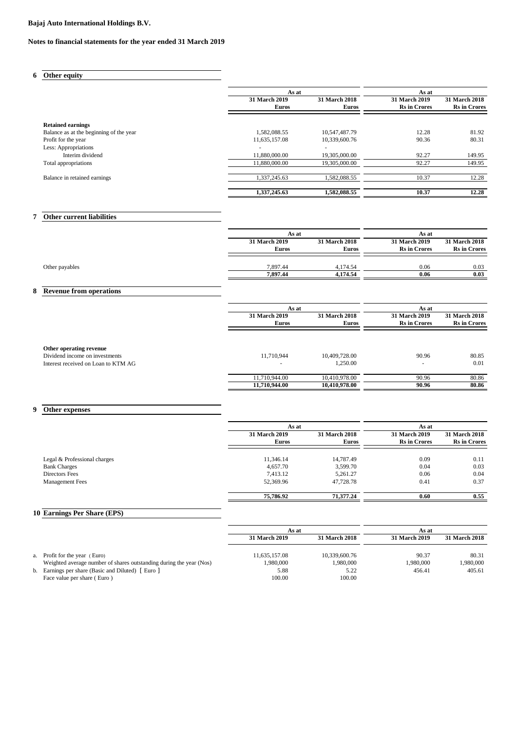**Bajaj Auto International Holdings B.V.**

**Notes to financial statements for the year ended 31 March 2019**

## 6 Other equity

| | As at | | As at | |
|---|---|---|---|---|
| | 31 March 2019 | 31 March 2018 | 31 March 2019 | 31 March 2018 |
| | Euros | Euros | Rs in Crores | Rs in Crores |
| **Retained earnings** | | | | |
| Balance as at the beginning of the year | 1,582,088.55 | 10,547,487.79 | 12.28 | 81.92 |
| Profit for the year | 11,635,157.08 | 10,339,600.76 | 90.36 | 80.31 |
| Less: Appropriations | - | - | | |
| Interim dividend | 11,880,000.00 | 19,305,000.00 | 92.27 | 149.95 |
| Total appropriations | 11,880,000.00 | 19,305,000.00 | 92.27 | 149.95 |
| Balance in retained earnings | 1,337,245.63 | 1,582,088.55 | 10.37 | 12.28 |
| | **1,337,245.63** | **1,582,088.55** | **10.37** | **12.28** |

## 7 Other current liabilities

| | As at | | As at | |
|---|---|---|---|---|
| | 31 March 2019 | 31 March 2018 | 31 March 2019 | 31 March 2018 |
| | Euros | Euros | Rs in Crores | Rs in Crores |
| Other payables | 7,897.44 | 4,174.54 | 0.06 | 0.03 |
| | **7,897.44** | **4,174.54** | **0.06** | **0.03** |

## 8 Revenue from operations

| | As at | | As at | |
|---|---|---|---|---|
| | 31 March 2019 | 31 March 2018 | 31 March 2019 | 31 March 2018 |
| | Euros | Euros | Rs in Crores | Rs in Crores |
| **Other operating revenue** | | | | |
| Dividend income on investments | 11,710,944 | 10,409,728.00 | 90.96 | 80.85 |
| Interest received on Loan to KTM AG | - | 1,250.00 | - | 0.01 |
| | 11,710,944.00 | 10,410,978.00 | 90.96 | 80.86 |
| | **11,710,944.00** | **10,410,978.00** | **90.96** | **80.86** |

## 9 Other expenses

| | As at | | As at | |
|---|---|---|---|---|
| | 31 March 2019 | 31 March 2018 | 31 March 2019 | 31 March 2018 |
| | Euros | Euros | Rs in Crores | Rs in Crores |
| Legal & Professional charges | 11,346.14 | 14,787.49 | 0.09 | 0.11 |
| Bank Charges | 4,657.70 | 3,599.70 | 0.04 | 0.03 |
| Directors Fees | 7,413.12 | 5,261.27 | 0.06 | 0.04 |
| Management Fees | 52,369.96 | 47,728.78 | 0.41 | 0.37 |
| | **75,786.92** | **71,377.24** | **0.60** | **0.55** |

## 10 Earnings Per Share (EPS)

| | As at | | As at | |
|---|---|---|---|---|
| | 31 March 2019 | 31 March 2018 | 31 March 2019 | 31 March 2018 |
| a. Profit for the year ( Euro) | 11,635,157.08 | 10,339,600.76 | 90.37 | 80.31 |
| Weighted average number of shares outstanding during the year (Nos) | 1,980,000 | 1,980,000 | 1,980,000 | 1,980,000 |
| b. Earnings per share (Basic and Diluted) [ Euro ] | 5.88 | 5.22 | 456.41 | 405.61 |
| Face value per share ( Euro ) | 100.00 | 100.00 | | |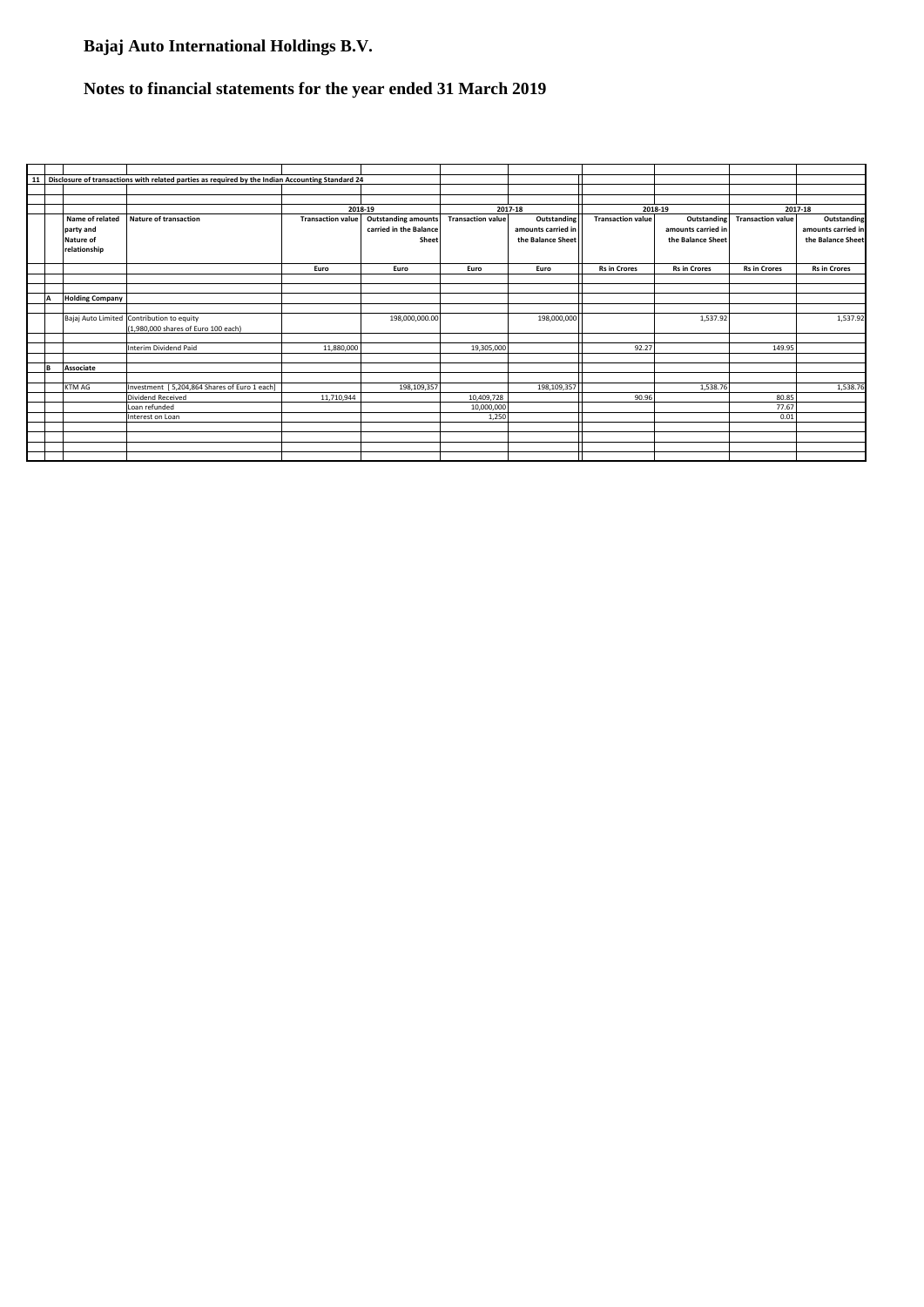# Bajaj Auto International Holdings B.V.

# Notes to financial statements for the year ended 31 March 2019

**11 Disclosure of transactions with related parties as required by the Indian Accounting Standard 24**

| | Name of related party and Nature of relationship | Nature of transaction | 2018-19 | | 2017-18 | | 2018-19 | | 2017-18 | |
|---|---|---|---|---|---|---|---|---|---|---|
| | | | Transaction value | Outstanding amounts carried in the Balance Sheet | Transaction value | Outstanding amounts carried in the Balance Sheet | Transaction value | Outstanding amounts carried in the Balance Sheet | Transaction value | Outstanding amounts carried in the Balance Sheet |
| | | | Euro | Euro | Euro | Euro | Rs in Crores | Rs in Crores | Rs in Crores | Rs in Crores |
| A | Holding Company | | | | | | | | | |
| | Bajaj Auto Limited | Contribution to equity (1,980,000 shares of Euro 100 each) | | 198,000,000.00 | | 198,000,000 | | 1,537.92 | | 1,537.92 |
| | | Interim Dividend Paid | 11,880,000 | | 19,305,000 | | 92.27 | | 149.95 | |
| B | Associate | | | | | | | | | |
| | KTM AG | Investment [ 5,204,864 Shares of Euro 1 each] | | 198,109,357 | | 198,109,357 | | 1,538.76 | | 1,538.76 |
| | | Dividend Received | 11,710,944 | | 10,409,728 | | 90.96 | | 80.85 | |
| | | Loan refunded | | | 10,000,000 | | | | 77.67 | |
| | | Interest on Loan | | | 1,250 | | | | 0.01 | |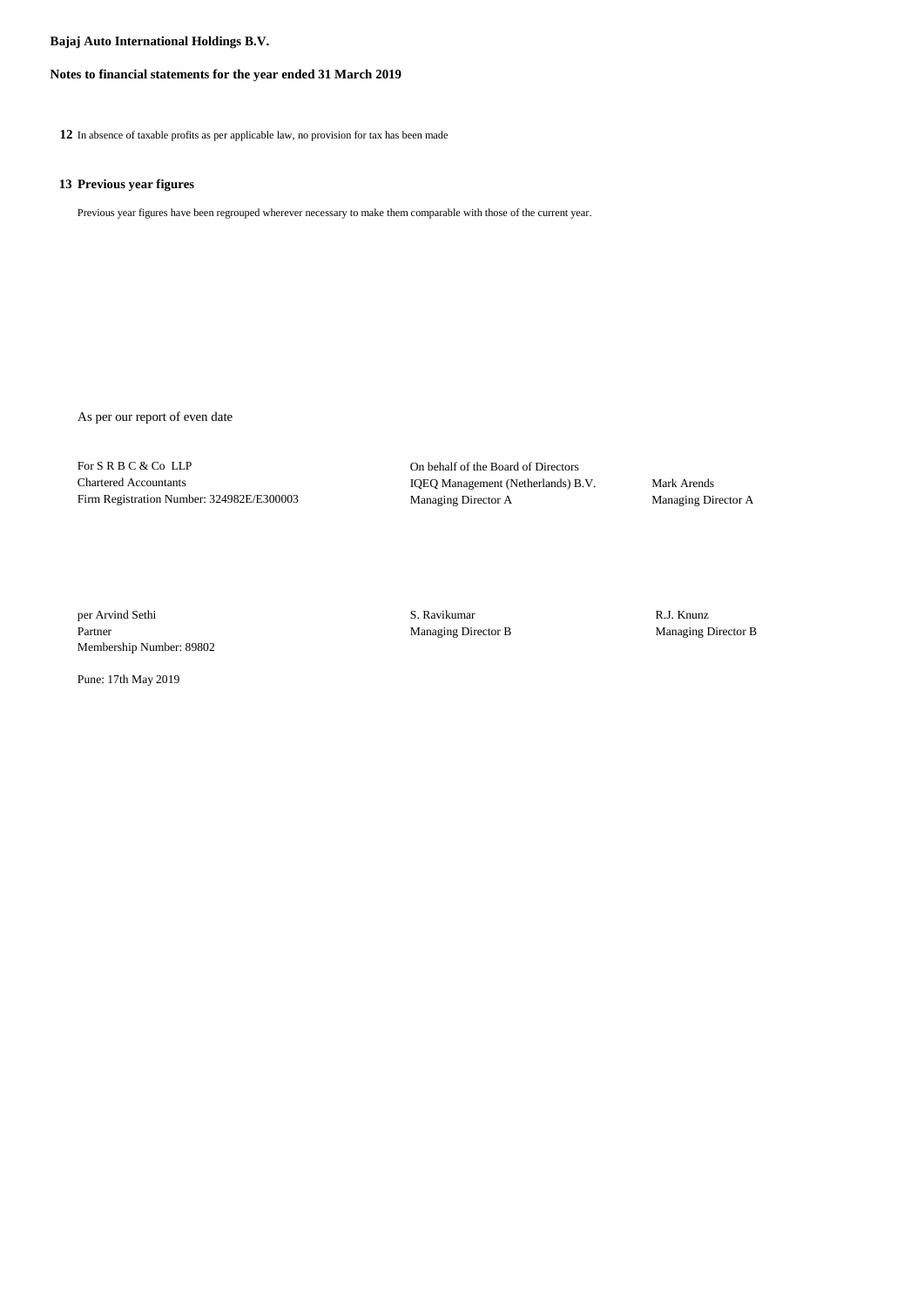**Bajaj Auto International Holdings B.V.**

**Notes to financial statements for the year ended 31 March 2019**

**12** In absence of taxable profits as per applicable law, no provision for tax has been made

**13 Previous year figures**

Previous year figures have been regrouped wherever necessary to make them comparable with those of the current year.

As per our report of even date

| | | |
|---|---|---|
| For S R B C & Co LLP<br>Chartered Accountants<br>Firm Registration Number: 324982E/E300003 | On behalf of the Board of Directors<br>IQEQ Management (Netherlands) B.V.<br>Managing Director A | Mark Arends<br>Managing Director A |
| per Arvind Sethi<br>Partner<br>Membership Number: 89802 | S. Ravikumar<br>Managing Director B | R.J. Knunz<br>Managing Director B |

Pune: 17th May 2019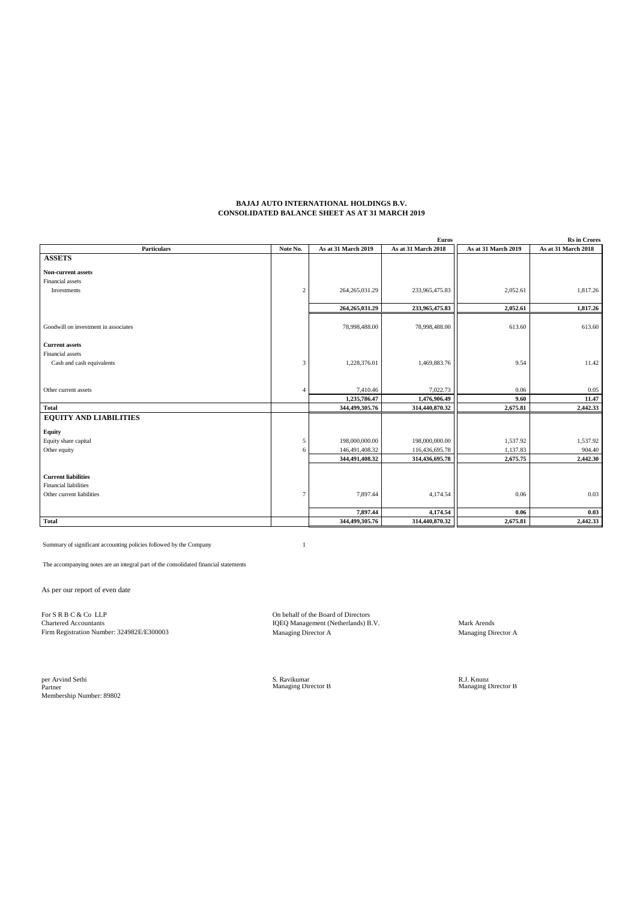**BAJAJ AUTO INTERNATIONAL HOLDINGS B.V.**
**CONSOLIDATED BALANCE SHEET AS AT 31 MARCH 2019**

| Particulars | Note No. | Euros | | Rs in Crores | |
|---|---|---|---|---|---|
| | | As at 31 March 2019 | As at 31 March 2018 | As at 31 March 2019 | As at 31 March 2018 |
| **ASSETS** | | | | | |
| **Non-current assets** | | | | | |
| Financial assets | | | | | |
| Investments | 2 | 264,265,031.29 | 233,965,475.83 | 2,052.61 | 1,817.26 |
| | | **264,265,031.29** | **233,965,475.83** | **2,052.61** | **1,817.26** |
| Goodwill on investment in associates | | 78,998,488.00 | 78,998,488.00 | 613.60 | 613.60 |
| **Current assets** | | | | | |
| Financial assets | | | | | |
| Cash and cash equivalents | 3 | 1,228,376.01 | 1,469,883.76 | 9.54 | 11.42 |
| Other current assets | 4 | 7,410.46 | 7,022.73 | 0.06 | 0.05 |
| | | **1,235,786.47** | **1,476,906.49** | **9.60** | **11.47** |
| **Total** | | **344,499,305.76** | **314,440,870.32** | **2,675.81** | **2,442.33** |
| **EQUITY AND LIABILITIES** | | | | | |
| **Equity** | | | | | |
| Equity share capital | 5 | 198,000,000.00 | 198,000,000.00 | 1,537.92 | 1,537.92 |
| Other equity | 6 | 146,491,408.32 | 116,436,695.78 | 1,137.83 | 904.40 |
| | | **344,491,408.32** | **314,436,695.78** | **2,675.75** | **2,442.30** |
| **Current liabilities** | | | | | |
| Financial liabilities | | | | | |
| Other current liabilities | 7 | 7,897.44 | 4,174.54 | 0.06 | 0.03 |
| | | **7,897.44** | **4,174.54** | **0.06** | **0.03** |
| **Total** | | **344,499,305.76** | **314,440,870.32** | **2,675.81** | **2,442.33** |

Summary of significant accounting policies followed by the Company 1

The accompanying notes are an integral part of the consolidated financial statements

As per our report of even date

For S R B C & Co LLP
Chartered Accountants
Firm Registration Number: 324982E/E300003

On behalf of the Board of Directors
IQEQ Management (Netherlands) B.V.
Managing Director A

Mark Arends
Managing Director A

per Arvind Sethi
Partner
Membership Number: 89802

S. Ravikumar
Managing Director B

R.J. Knunz
Managing Director B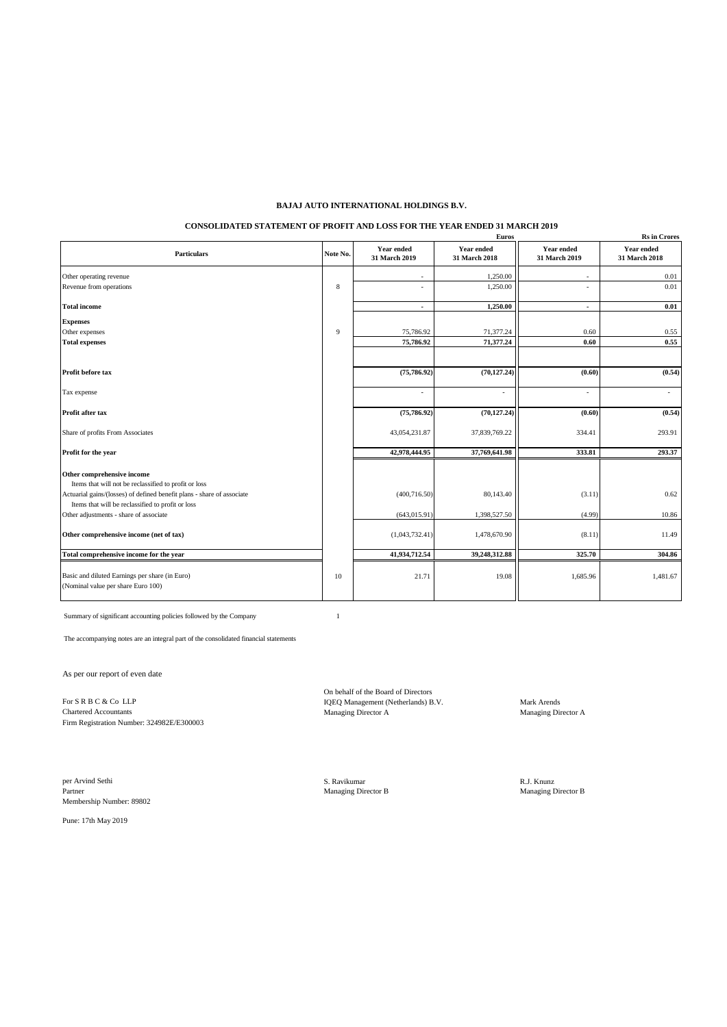# BAJAJ AUTO INTERNATIONAL HOLDINGS B.V.

## CONSOLIDATED STATEMENT OF PROFIT AND LOSS FOR THE YEAR ENDED 31 MARCH 2019

| Particulars | Note No. | Euros | | Rs in Crores | |
|---|---|---|---|---|---|
| | | **Year ended 31 March 2019** | **Year ended 31 March 2018** | **Year ended 31 March 2019** | **Year ended 31 March 2018** |
| Other operating revenue | | - | 1,250.00 | - | 0.01 |
| Revenue from operations | 8 | - | 1,250.00 | - | 0.01 |
| **Total income** | | **-** | **1,250.00** | **-** | **0.01** |
| **Expenses** | | | | | |
| Other expenses | 9 | 75,786.92 | 71,377.24 | 0.60 | 0.55 |
| **Total expenses** | | **75,786.92** | **71,377.24** | **0.60** | **0.55** |
| **Profit before tax** | | **(75,786.92)** | **(70,127.24)** | **(0.60)** | **(0.54)** |
| Tax expense | | - | - | - | - |
| **Profit after tax** | | **(75,786.92)** | **(70,127.24)** | **(0.60)** | **(0.54)** |
| Share of profits From Associates | | 43,054,231.87 | 37,839,769.22 | 334.41 | 293.91 |
| **Profit for the year** | | **42,978,444.95** | **37,769,641.98** | **333.81** | **293.37** |
| **Other comprehensive income** | | | | | |
| Items that will not be reclassified to profit or loss | | | | | |
| Actuarial gains/(losses) of defined benefit plans - share of associate | | (400,716.50) | 80,143.40 | (3.11) | 0.62 |
| Items that will be reclassified to profit or loss | | | | | |
| Other adjustments - share of associate | | (643,015.91) | 1,398,527.50 | (4.99) | 10.86 |
| **Other comprehensive income (net of tax)** | | (1,043,732.41) | 1,478,670.90 | (8.11) | 11.49 |
| **Total comprehensive income for the year** | | **41,934,712.54** | **39,248,312.88** | **325.70** | **304.86** |
| Basic and diluted Earnings per share (in Euro) (Nominal value per share Euro 100) | 10 | 21.71 | 19.08 | 1,685.96 | 1,481.67 |

Summary of significant accounting policies followed by the Company 1

The accompanying notes are an integral part of the consolidated financial statements

As per our report of even date

For S R B C & Co LLP
Chartered Accountants
Firm Registration Number: 324982E/E300003

On behalf of the Board of Directors
IQEQ Management (Netherlands) B.V.
Managing Director A

Mark Arends
Managing Director A

per Arvind Sethi
Partner
Membership Number: 89802

S. Ravikumar
Managing Director B

R.J. Knunz
Managing Director B

Pune: 17th May 2019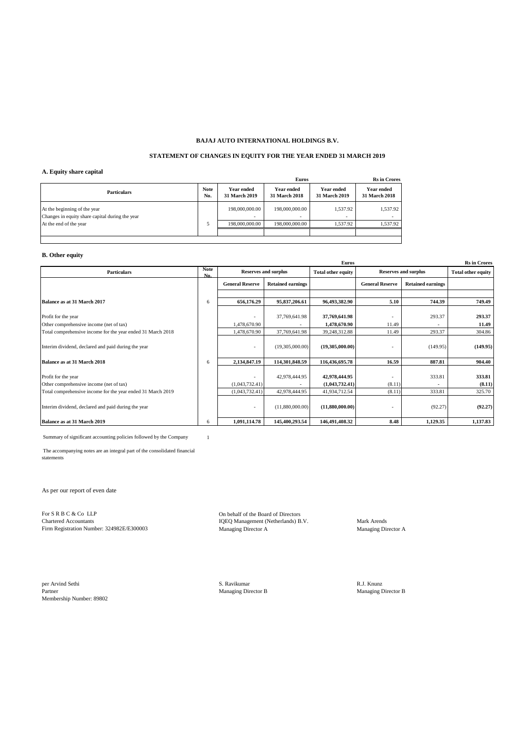**BAJAJ AUTO INTERNATIONAL HOLDINGS B.V.**

**STATEMENT OF CHANGES IN EQUITY FOR THE YEAR ENDED 31 MARCH 2019**

**A. Equity share capital**

| Particulars | Note No. | Euros | | Rs in Crores | |
|---|---|---|---|---|---|
| | | Year ended 31 March 2019 | Year ended 31 March 2018 | Year ended 31 March 2019 | Year ended 31 March 2018 |
| At the beginning of the year | | 198,000,000.00 | 198,000,000.00 | 1,537.92 | 1,537.92 |
| Changes in equity share capital during the year | | - | - | - | - |
| At the end of the year | 5 | 198,000,000.00 | 198,000,000.00 | 1,537.92 | 1,537.92 |

**B. Other equity**

| Particulars | Note No. | Euros | | | Rs in Crores | | |
|---|---|---|---|---|---|---|---|
| | | Reserves and surplus | | Total other equity | Reserves and surplus | | Total other equity |
| | | General Reserve | Retained earnings | | General Reserve | Retained earnings | |
| **Balance as at 31 March 2017** | 6 | **656,176.29** | **95,837,206.61** | **96,493,382.90** | **5.10** | **744.39** | **749.49** |
| Profit for the year | | - | 37,769,641.98 | **37,769,641.98** | - | 293.37 | **293.37** |
| Other comprehensive income (net of tax) | | 1,478,670.90 | - | **1,478,670.90** | 11.49 | - | **11.49** |
| Total comprehensive income for the year ended 31 March 2018 | | 1,478,670.90 | 37,769,641.98 | 39,248,312.88 | 11.49 | 293.37 | 304.86 |
| Interim dividend, declared and paid during the year | | - | (19,305,000.00) | **(19,305,000.00)** | - | (149.95) | **(149.95)** |
| **Balance as at 31 March 2018** | 6 | **2,134,847.19** | **114,301,848.59** | **116,436,695.78** | **16.59** | **887.81** | **904.40** |
| Profit for the year | | - | 42,978,444.95 | **42,978,444.95** | - | 333.81 | **333.81** |
| Other comprehensive income (net of tax) | | (1,043,732.41) | - | **(1,043,732.41)** | (8.11) | - | **(8.11)** |
| Total comprehensive income for the year ended 31 March 2019 | | (1,043,732.41) | 42,978,444.95 | 41,934,712.54 | (8.11) | 333.81 | 325.70 |
| Interim dividend, declared and paid during the year | | - | (11,880,000.00) | **(11,880,000.00)** | - | (92.27) | **(92.27)** |
| **Balance as at 31 March 2019** | 6 | **1,091,114.78** | **145,400,293.54** | **146,491,408.32** | **8.48** | **1,129.35** | **1,137.83** |

Summary of significant accounting policies followed by the Company 1

The accompanying notes are an integral part of the consolidated financial statements

As per our report of even date

For S R B C & Co LLP
Chartered Accountants
Firm Registration Number: 324982E/E300003

On behalf of the Board of Directors
IQEQ Management (Netherlands) B.V.
Managing Director A

Mark Arends
Managing Director A

per Arvind Sethi
Partner
Membership Number: 89802

S. Ravikumar
Managing Director B

R.J. Knunz
Managing Director B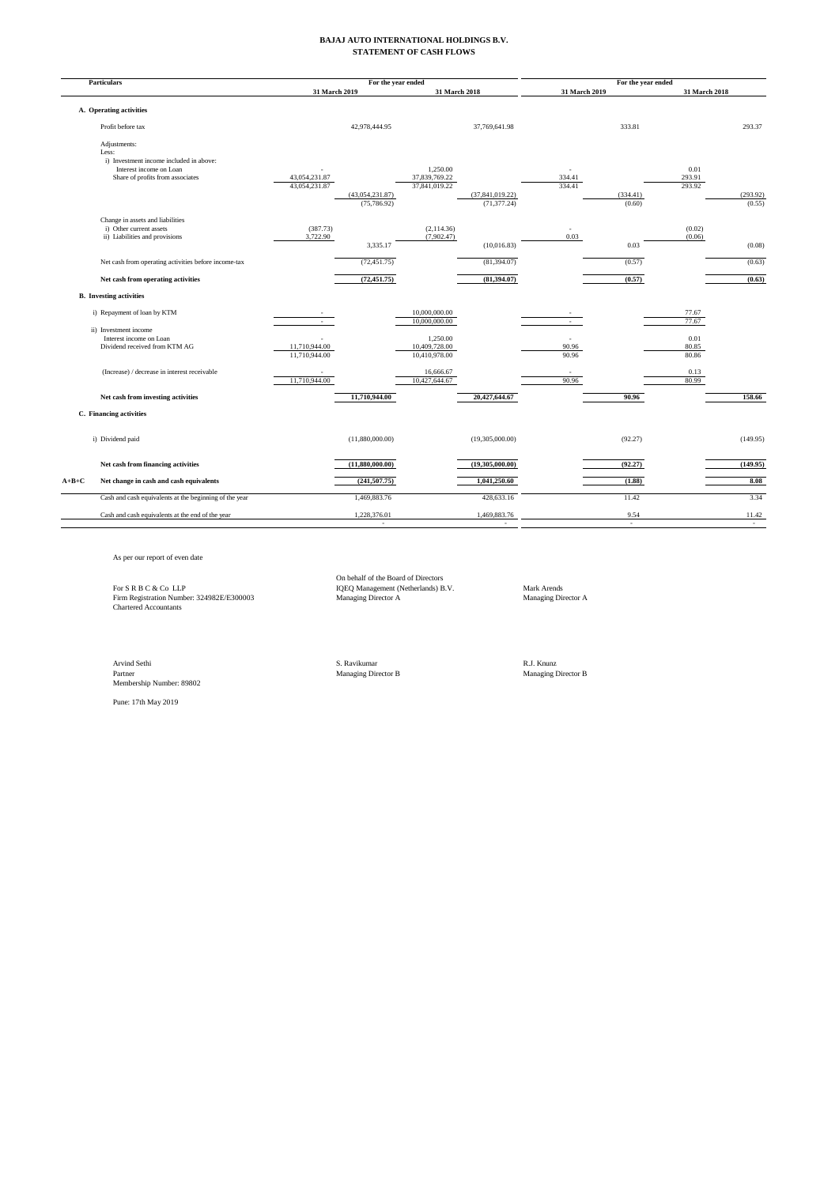# BAJAJ AUTO INTERNATIONAL HOLDINGS B.V.
## STATEMENT OF CASH FLOWS

| | Particulars | For the year ended | | | | For the year ended | | | |
|---|---|---|---|---|---|---|---|---|---|
| | | 31 March 2019 | | 31 March 2018 | | 31 March 2019 | | 31 March 2018 | |
| | **A. Operating activities** | | | | | | | | |
| | Profit before tax | | 42,978,444.95 | | 37,769,641.98 | | 333.81 | | 293.37 |
| | Adjustments: | | | | | | | | |
| | Less: | | | | | | | | |
| | i) Investment income included in above: | | | | | | | | |
| | Interest income on Loan | - | | 1,250.00 | | - | | 0.01 | |
| | Share of profits from associates | 43,054,231.87 | | 37,839,769.22 | | 334.41 | | 293.91 | |
| | | 43,054,231.87 | | 37,841,019.22 | | 334.41 | | 293.92 | |
| | | | (43,054,231.87) | | (37,841,019.22) | | (334.41) | | (293.92) |
| | | | (75,786.92) | | (71,377.24) | | (0.60) | | (0.55) |
| | Change in assets and liabilities | | | | | | | | |
| | i) Other current assets | (387.73) | | (2,114.36) | | - | | (0.02) | |
| | ii) Liabilities and provisions | 3,722.90 | | (7,902.47) | | 0.03 | | (0.06) | |
| | | | 3,335.17 | | (10,016.83) | | 0.03 | | (0.08) |
| | Net cash from operating activities before income-tax | | (72,451.75) | | (81,394.07) | | (0.57) | | (0.63) |
| | **Net cash from operating activities** | | **(72,451.75)** | | **(81,394.07)** | | **(0.57)** | | **(0.63)** |
| | **B. Investing activities** | | | | | | | | |
| | i) Repayment of loan by KTM | - | | 10,000,000.00 | | - | | 77.67 | |
| | | - | | 10,000,000.00 | | - | | 77.67 | |
| | ii) Investment income | | | | | | | | |
| | Interest income on Loan | - | | 1,250.00 | | - | | 0.01 | |
| | Dividend received from KTM AG | 11,710,944.00 | | 10,409,728.00 | | 90.96 | | 80.85 | |
| | | 11,710,944.00 | | 10,410,978.00 | | 90.96 | | 80.86 | |
| | (Increase) / decrease in interest receivable | - | | 16,666.67 | | - | | 0.13 | |
| | | 11,710,944.00 | | 10,427,644.67 | | 90.96 | | 80.99 | |
| | **Net cash from investing activities** | | **11,710,944.00** | | **20,427,644.67** | | **90.96** | | **158.66** |
| | **C. Financing activities** | | | | | | | | |
| | i) Dividend paid | | (11,880,000.00) | | (19,305,000.00) | | (92.27) | | (149.95) |
| | **Net cash from financing activities** | | **(11,880,000.00)** | | **(19,305,000.00)** | | **(92.27)** | | **(149.95)** |
| **A+B+C** | **Net change in cash and cash equivalents** | | **(241,507.75)** | | **1,041,250.60** | | **(1.88)** | | **8.08** |
| | Cash and cash equivalents at the beginning of the year | | 1,469,883.76 | | 428,633.16 | | 11.42 | | 3.34 |
| | Cash and cash equivalents at the end of the year | | 1,228,376.01 | | 1,469,883.76 | | 9.54 | | 11.42 |
| | | | - | | - | | - | | - |

As per our report of even date

For S R B C & Co LLP
Firm Registration Number: 324982E/E300003
Chartered Accountants

On behalf of the Board of Directors
IQEQ Management (Netherlands) B.V.
Managing Director A

Mark Arends
Managing Director A

Arvind Sethi
Partner
Membership Number: 89802

S. Ravikumar
Managing Director B

R.J. Knunz
Managing Director B

Pune: 17th May 2019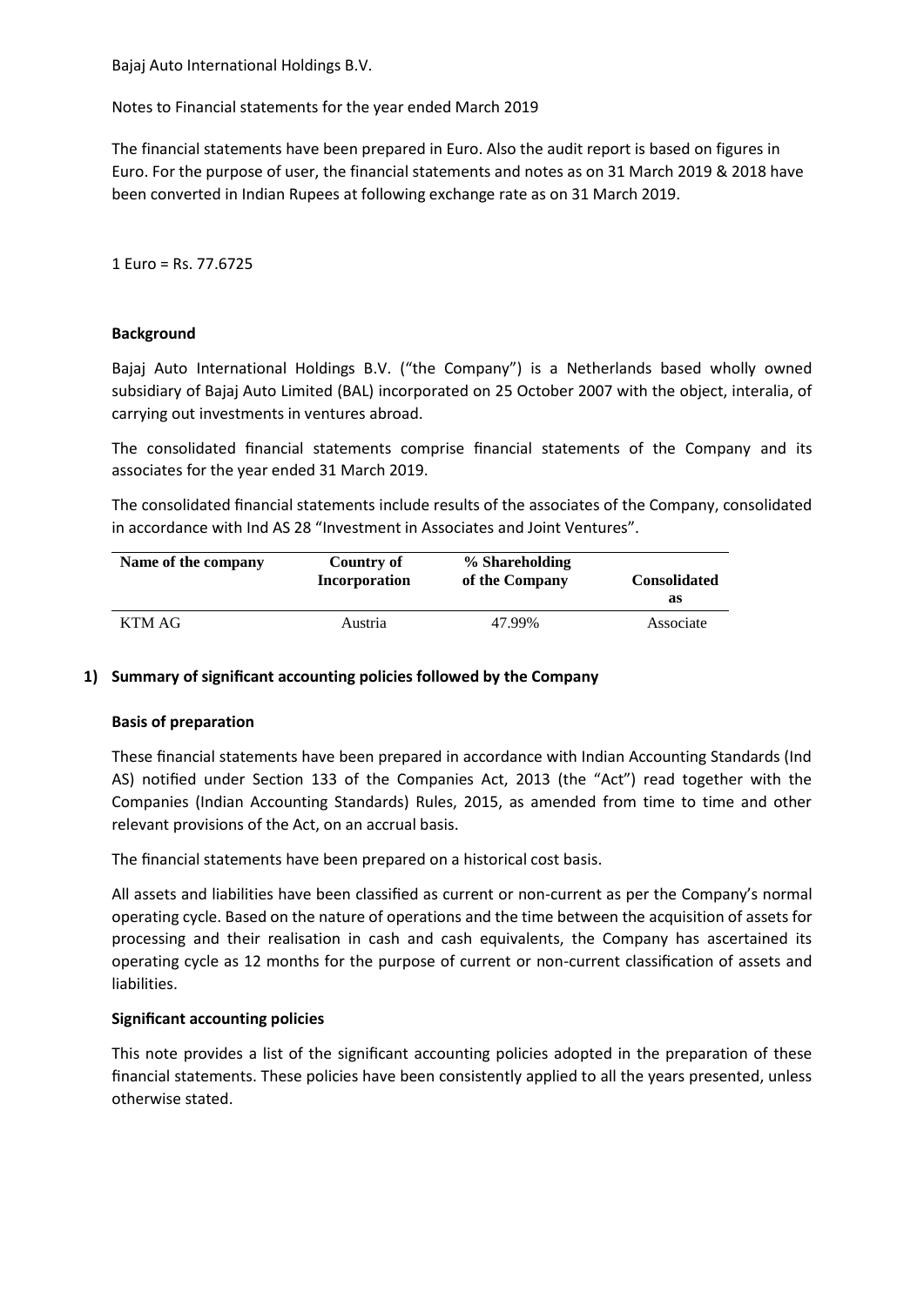Bajaj Auto International Holdings B.V.

Notes to Financial statements for the year ended March 2019

The financial statements have been prepared in Euro. Also the audit report is based on figures in Euro. For the purpose of user, the financial statements and notes as on 31 March 2019 & 2018 have been converted in Indian Rupees at following exchange rate as on 31 March 2019.

1 Euro = Rs. 77.6725

**Background**

Bajaj Auto International Holdings B.V. ("the Company") is a Netherlands based wholly owned subsidiary of Bajaj Auto Limited (BAL) incorporated on 25 October 2007 with the object, interalia, of carrying out investments in ventures abroad.

The consolidated financial statements comprise financial statements of the Company and its associates for the year ended 31 March 2019.

The consolidated financial statements include results of the associates of the Company, consolidated in accordance with Ind AS 28 "Investment in Associates and Joint Ventures".

| Name of the company | Country of Incorporation | % Shareholding of the Company | Consolidated as |
|---|---|---|---|
| KTM AG | Austria | 47.99% | Associate |

## 1) Summary of significant accounting policies followed by the Company

**Basis of preparation**

These financial statements have been prepared in accordance with Indian Accounting Standards (Ind AS) notified under Section 133 of the Companies Act, 2013 (the "Act") read together with the Companies (Indian Accounting Standards) Rules, 2015, as amended from time to time and other relevant provisions of the Act, on an accrual basis.

The financial statements have been prepared on a historical cost basis.

All assets and liabilities have been classified as current or non-current as per the Company's normal operating cycle. Based on the nature of operations and the time between the acquisition of assets for processing and their realisation in cash and cash equivalents, the Company has ascertained its operating cycle as 12 months for the purpose of current or non-current classification of assets and liabilities.

**Significant accounting policies**

This note provides a list of the significant accounting policies adopted in the preparation of these financial statements. These policies have been consistently applied to all the years presented, unless otherwise stated.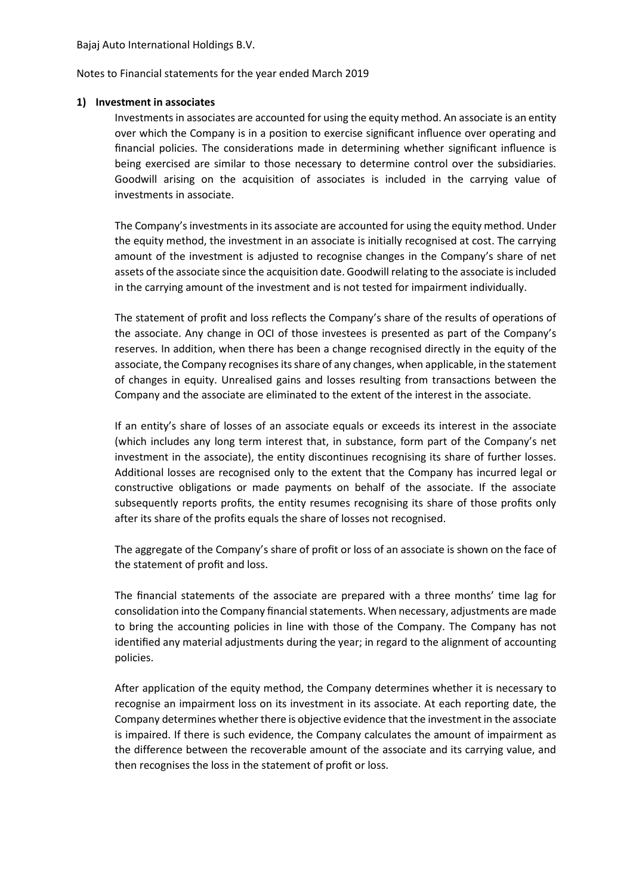Bajaj Auto International Holdings B.V.

Notes to Financial statements for the year ended March 2019

## 1) Investment in associates

Investments in associates are accounted for using the equity method. An associate is an entity over which the Company is in a position to exercise significant influence over operating and financial policies. The considerations made in determining whether significant influence is being exercised are similar to those necessary to determine control over the subsidiaries. Goodwill arising on the acquisition of associates is included in the carrying value of investments in associate.

The Company's investments in its associate are accounted for using the equity method. Under the equity method, the investment in an associate is initially recognised at cost. The carrying amount of the investment is adjusted to recognise changes in the Company's share of net assets of the associate since the acquisition date. Goodwill relating to the associate is included in the carrying amount of the investment and is not tested for impairment individually.

The statement of profit and loss reflects the Company's share of the results of operations of the associate. Any change in OCI of those investees is presented as part of the Company's reserves. In addition, when there has been a change recognised directly in the equity of the associate, the Company recognises its share of any changes, when applicable, in the statement of changes in equity. Unrealised gains and losses resulting from transactions between the Company and the associate are eliminated to the extent of the interest in the associate.

If an entity's share of losses of an associate equals or exceeds its interest in the associate (which includes any long term interest that, in substance, form part of the Company's net investment in the associate), the entity discontinues recognising its share of further losses. Additional losses are recognised only to the extent that the Company has incurred legal or constructive obligations or made payments on behalf of the associate. If the associate subsequently reports profits, the entity resumes recognising its share of those profits only after its share of the profits equals the share of losses not recognised.

The aggregate of the Company's share of profit or loss of an associate is shown on the face of the statement of profit and loss.

The financial statements of the associate are prepared with a three months' time lag for consolidation into the Company financial statements. When necessary, adjustments are made to bring the accounting policies in line with those of the Company. The Company has not identified any material adjustments during the year; in regard to the alignment of accounting policies.

After application of the equity method, the Company determines whether it is necessary to recognise an impairment loss on its investment in its associate. At each reporting date, the Company determines whether there is objective evidence that the investment in the associate is impaired. If there is such evidence, the Company calculates the amount of impairment as the difference between the recoverable amount of the associate and its carrying value, and then recognises the loss in the statement of profit or loss.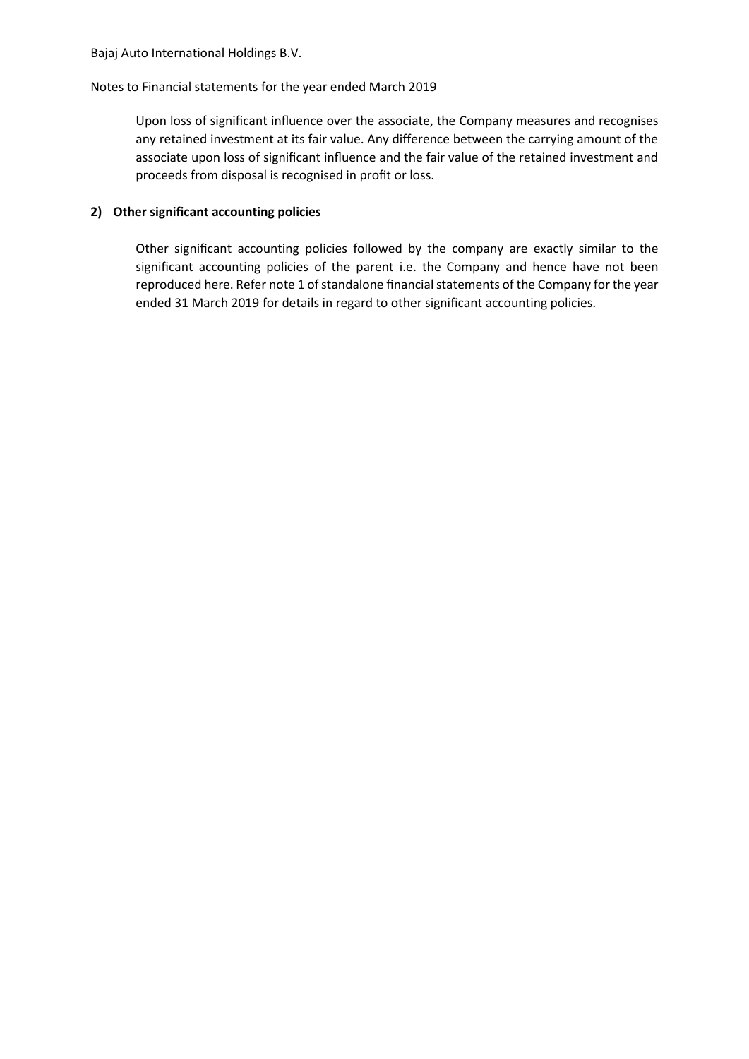Upon loss of significant influence over the associate, the Company measures and recognises any retained investment at its fair value. Any difference between the carrying amount of the associate upon loss of significant influence and the fair value of the retained investment and proceeds from disposal is recognised in profit or loss.

**2) Other significant accounting policies**

Other significant accounting policies followed by the company are exactly similar to the significant accounting policies of the parent i.e. the Company and hence have not been reproduced here. Refer note 1 of standalone financial statements of the Company for the year ended 31 March 2019 for details in regard to other significant accounting policies.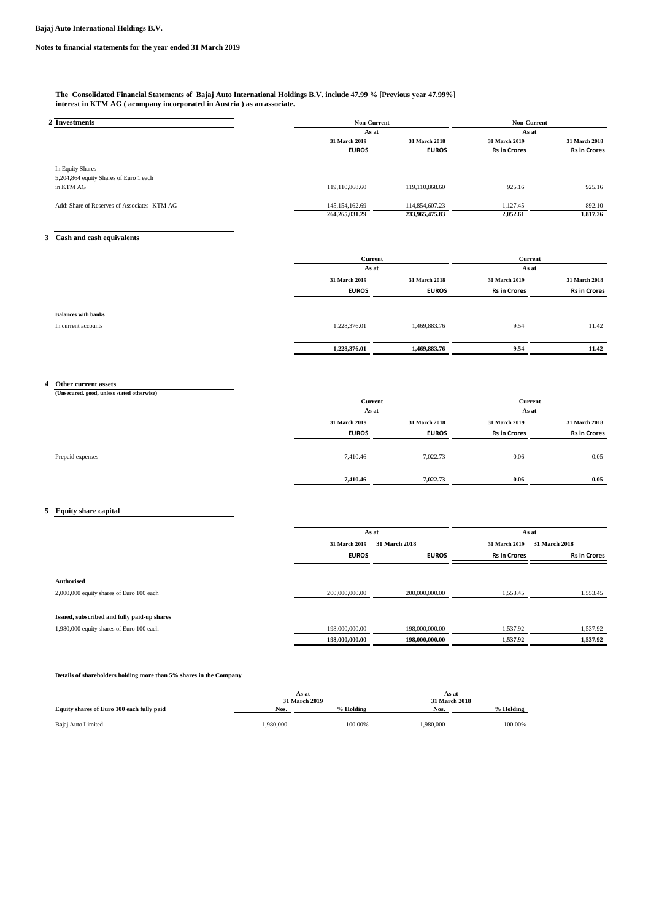**Bajaj Auto International Holdings B.V.**

**Notes to financial statements for the year ended 31 March 2019**

**The Consolidated Financial Statements of Bajaj Auto International Holdings B.V. include 47.99 % [Previous year 47.99%] interest in KTM AG ( acompany incorporated in Austria ) as an associate.**

## 2 Investments

| | Non-Current | | Non-Current | |
|---|---|---|---|---|
| | As at | | As at | |
| | 31 March 2019 | 31 March 2018 | 31 March 2019 | 31 March 2018 |
| | EUROS | EUROS | Rs in Crores | Rs in Crores |
| In Equity Shares | | | | |
| 5,204,864 equity Shares of Euro 1 each in KTM AG | 119,110,868.60 | 119,110,868.60 | 925.16 | 925.16 |
| Add: Share of Reserves of Associates- KTM AG | 145,154,162.69 | 114,854,607.23 | 1,127.45 | 892.10 |
| | **264,265,031.29** | **233,965,475.83** | **2,052.61** | **1,817.26** |

## 3 Cash and cash equivalents

| | Current | | Current | |
|---|---|---|---|---|
| | As at | | As at | |
| | 31 March 2019 | 31 March 2018 | 31 March 2019 | 31 March 2018 |
| | EUROS | EUROS | Rs in Crores | Rs in Crores |
| **Balances with banks** | | | | |
| In current accounts | 1,228,376.01 | 1,469,883.76 | 9.54 | 11.42 |
| | **1,228,376.01** | **1,469,883.76** | **9.54** | **11.42** |

## 4 Other current assets

**(Unsecured, good, unless stated otherwise)**

| | Current | | Current | |
|---|---|---|---|---|
| | As at | | As at | |
| | 31 March 2019 | 31 March 2018 | 31 March 2019 | 31 March 2018 |
| | EUROS | EUROS | Rs in Crores | Rs in Crores |
| Prepaid expenses | 7,410.46 | 7,022.73 | 0.06 | 0.05 |
| | **7,410.46** | **7,022.73** | **0.06** | **0.05** |

## 5 Equity share capital

| | As at | | As at | |
|---|---|---|---|---|
| | 31 March 2019 | 31 March 2018 | 31 March 2019 | 31 March 2018 |
| | EUROS | EUROS | Rs in Crores | Rs in Crores |
| **Authorised** | | | | |
| 2,000,000 equity shares of Euro 100 each | 200,000,000.00 | 200,000,000.00 | 1,553.45 | 1,553.45 |
| **Issued, subscribed and fully paid-up shares** | | | | |
| 1,980,000 equity shares of Euro 100 each | 198,000,000.00 | 198,000,000.00 | 1,537.92 | 1,537.92 |
| | **198,000,000.00** | **198,000,000.00** | **1,537.92** | **1,537.92** |

**Details of shareholders holding more than 5% shares in the Company**

| | As at 31 March 2019 | | As at 31 March 2018 | |
|---|---|---|---|---|
| **Equity shares of Euro 100 each fully paid** | **Nos.** | **% Holding** | **Nos.** | **% Holding** |
| Bajaj Auto Limited | 1,980,000 | 100.00% | 1,980,000 | 100.00% |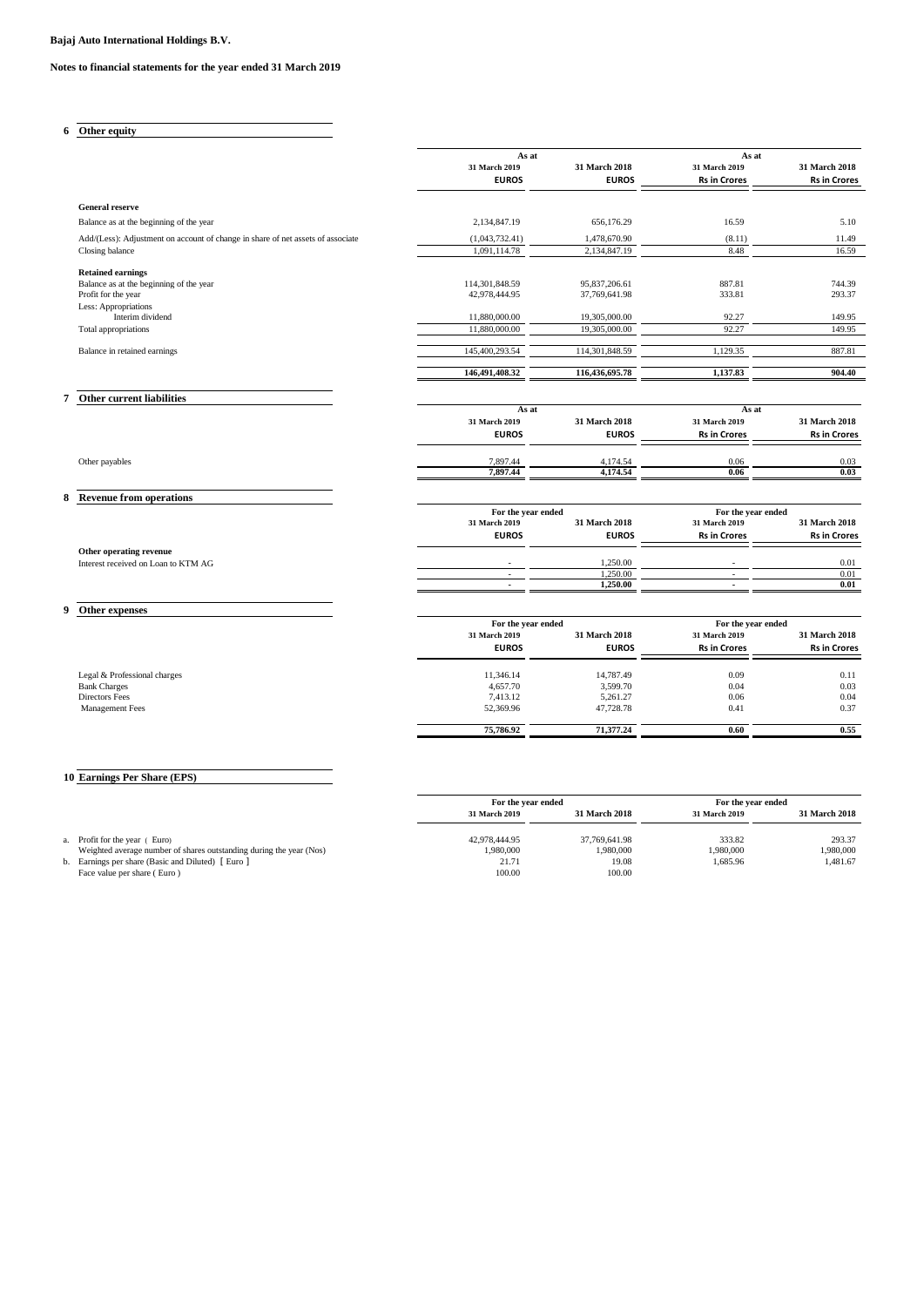**Bajaj Auto International Holdings B.V.**

**Notes to financial statements for the year ended 31 March 2019**

## 6 Other equity

| | As at | | As at | |
|---|---|---|---|---|
| | 31 March 2019 | 31 March 2018 | 31 March 2019 | 31 March 2018 |
| | EUROS | EUROS | Rs in Crores | Rs in Crores |
| **General reserve** | | | | |
| Balance as at the beginning of the year | 2,134,847.19 | 656,176.29 | 16.59 | 5.10 |
| Add/(Less): Adjustment on account of change in share of net assets of associate | (1,043,732.41) | 1,478,670.90 | (8.11) | 11.49 |
| Closing balance | 1,091,114.78 | 2,134,847.19 | 8.48 | 16.59 |
| **Retained earnings** | | | | |
| Balance as at the beginning of the year | 114,301,848.59 | 95,837,206.61 | 887.81 | 744.39 |
| Profit for the year | 42,978,444.95 | 37,769,641.98 | 333.81 | 293.37 |
| Less: Appropriations | | | | |
| Interim dividend | 11,880,000.00 | 19,305,000.00 | 92.27 | 149.95 |
| Total appropriations | 11,880,000.00 | 19,305,000.00 | 92.27 | 149.95 |
| Balance in retained earnings | 145,400,293.54 | 114,301,848.59 | 1,129.35 | 887.81 |
| | **146,491,408.32** | **116,436,695.78** | **1,137.83** | **904.40** |

## 7 Other current liabilities

| | As at | | As at | |
|---|---|---|---|---|
| | 31 March 2019 | 31 March 2018 | 31 March 2019 | 31 March 2018 |
| | EUROS | EUROS | Rs in Crores | Rs in Crores |
| Other payables | 7,897.44 | 4,174.54 | 0.06 | 0.03 |
| | **7,897.44** | **4,174.54** | **0.06** | **0.03** |

## 8 Revenue from operations

| | For the year ended | | For the year ended | |
|---|---|---|---|---|
| | 31 March 2019 | 31 March 2018 | 31 March 2019 | 31 March 2018 |
| | EUROS | EUROS | Rs in Crores | Rs in Crores |
| **Other operating revenue** | | | | |
| Interest received on Loan to KTM AG | - | 1,250.00 | - | 0.01 |
| | - | 1,250.00 | - | 0.01 |
| | **-** | **1,250.00** | **-** | **0.01** |

## 9 Other expenses

| | For the year ended | | For the year ended | |
|---|---|---|---|---|
| | 31 March 2019 | 31 March 2018 | 31 March 2019 | 31 March 2018 |
| | EUROS | EUROS | Rs in Crores | Rs in Crores |
| Legal & Professional charges | 11,346.14 | 14,787.49 | 0.09 | 0.11 |
| Bank Charges | 4,657.70 | 3,599.70 | 0.04 | 0.03 |
| Directors Fees | 7,413.12 | 5,261.27 | 0.06 | 0.04 |
| Management Fees | 52,369.96 | 47,728.78 | 0.41 | 0.37 |
| | **75,786.92** | **71,377.24** | **0.60** | **0.55** |

## 10 Earnings Per Share (EPS)

| | For the year ended | | For the year ended | |
|---|---|---|---|---|
| | 31 March 2019 | 31 March 2018 | 31 March 2019 | 31 March 2018 |
| a. Profit for the year ( Euro) | 42,978,444.95 | 37,769,641.98 | 333.82 | 293.37 |
| Weighted average number of shares outstanding during the year (Nos) | 1,980,000 | 1,980,000 | 1,980,000 | 1,980,000 |
| b. Earnings per share (Basic and Diluted) [ Euro ] | 21.71 | 19.08 | 1,685.96 | 1,481.67 |
| Face value per share ( Euro ) | 100.00 | 100.00 | | |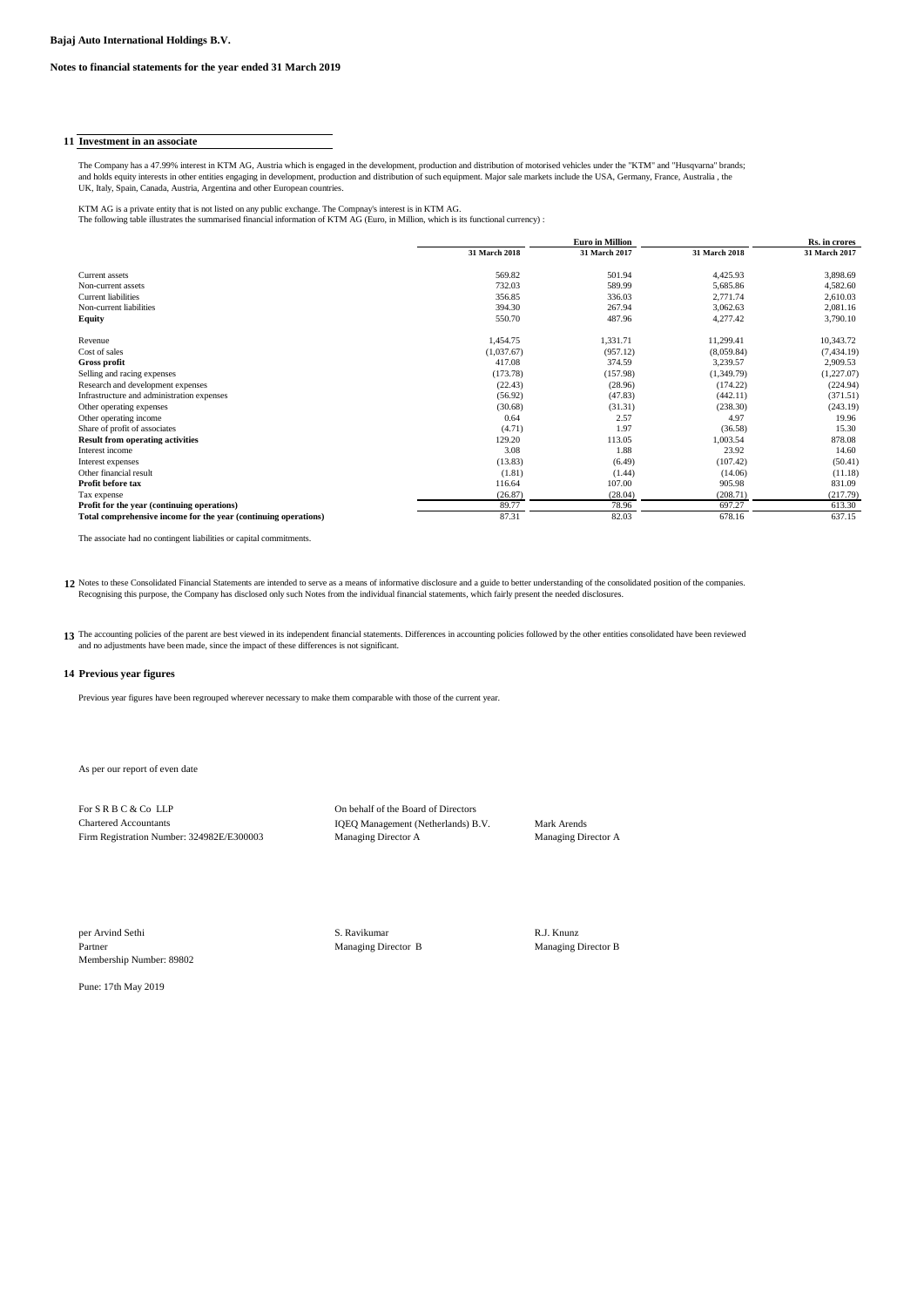**Bajaj Auto International Holdings B.V.**

**Notes to financial statements for the year ended 31 March 2019**

## 11 Investment in an associate

The Company has a 47.99% interest in KTM AG, Austria which is engaged in the development, production and distribution of motorised vehicles under the "KTM" and "Husqvarna" brands; and holds equity interests in other entities engaging in development, production and distribution of such equipment. Major sale markets include the USA, Germany, France, Australia , the UK, Italy, Spain, Canada, Austria, Argentina and other European countries.

KTM AG is a private entity that is not listed on any public exchange. The Compnay's interest is in KTM AG.
The following table illustrates the summarised financial information of KTM AG (Euro, in Million, which is its functional currency) :

| | Euro in Million | | Rs. in crores | |
|---|---|---|---|---|
| | **31 March 2018** | **31 March 2017** | **31 March 2018** | **31 March 2017** |
| Current assets | 569.82 | 501.94 | 4,425.93 | 3,898.69 |
| Non-current assets | 732.03 | 589.99 | 5,685.86 | 4,582.60 |
| Current liabilities | 356.85 | 336.03 | 2,771.74 | 2,610.03 |
| Non-current liabilities | 394.30 | 267.94 | 3,062.63 | 2,081.16 |
| **Equity** | 550.70 | 487.96 | 4,277.42 | 3,790.10 |
| Revenue | 1,454.75 | 1,331.71 | 11,299.41 | 10,343.72 |
| Cost of sales | (1,037.67) | (957.12) | (8,059.84) | (7,434.19) |
| **Gross profit** | 417.08 | 374.59 | 3,239.57 | 2,909.53 |
| Selling and racing expenses | (173.78) | (157.98) | (1,349.79) | (1,227.07) |
| Research and development expenses | (22.43) | (28.96) | (174.22) | (224.94) |
| Infrastructure and administration expenses | (56.92) | (47.83) | (442.11) | (371.51) |
| Other operating expenses | (30.68) | (31.31) | (238.30) | (243.19) |
| Other operating income | 0.64 | 2.57 | 4.97 | 19.96 |
| Share of profit of associates | (4.71) | 1.97 | (36.58) | 15.30 |
| **Result from operating activities** | 129.20 | 113.05 | 1,003.54 | 878.08 |
| Interest income | 3.08 | 1.88 | 23.92 | 14.60 |
| Interest expenses | (13.83) | (6.49) | (107.42) | (50.41) |
| Other financial result | (1.81) | (1.44) | (14.06) | (11.18) |
| **Profit before tax** | 116.64 | 107.00 | 905.98 | 831.09 |
| Tax expense | (26.87) | (28.04) | (208.71) | (217.79) |
| **Profit for the year (continuing operations)** | 89.77 | 78.96 | 697.27 | 613.30 |
| **Total comprehensive income for the year (continuing operations)** | 87.31 | 82.03 | 678.16 | 637.15 |

The associate had no contingent liabilities or capital commitments.

**12** Notes to these Consolidated Financial Statements are intended to serve as a means of informative disclosure and a guide to better understanding of the consolidated position of the companies. Recognising this purpose, the Company has disclosed only such Notes from the individual financial statements, which fairly present the needed disclosures.

**13** The accounting policies of the parent are best viewed in its independent financial statements. Differences in accounting policies followed by the other entities consolidated have been reviewed and no adjustments have been made, since the impact of these differences is not significant.

## 14 Previous year figures

Previous year figures have been regrouped wherever necessary to make them comparable with those of the current year.

As per our report of even date

For S R B C & Co LLP
Chartered Accountants
Firm Registration Number: 324982E/E300003

On behalf of the Board of Directors
IQEQ Management (Netherlands) B.V.
Managing Director A

Mark Arends
Managing Director A

per Arvind Sethi
Partner
Membership Number: 89802

S. Ravikumar
Managing Director B

R.J. Knunz
Managing Director B

Pune: 17th May 2019